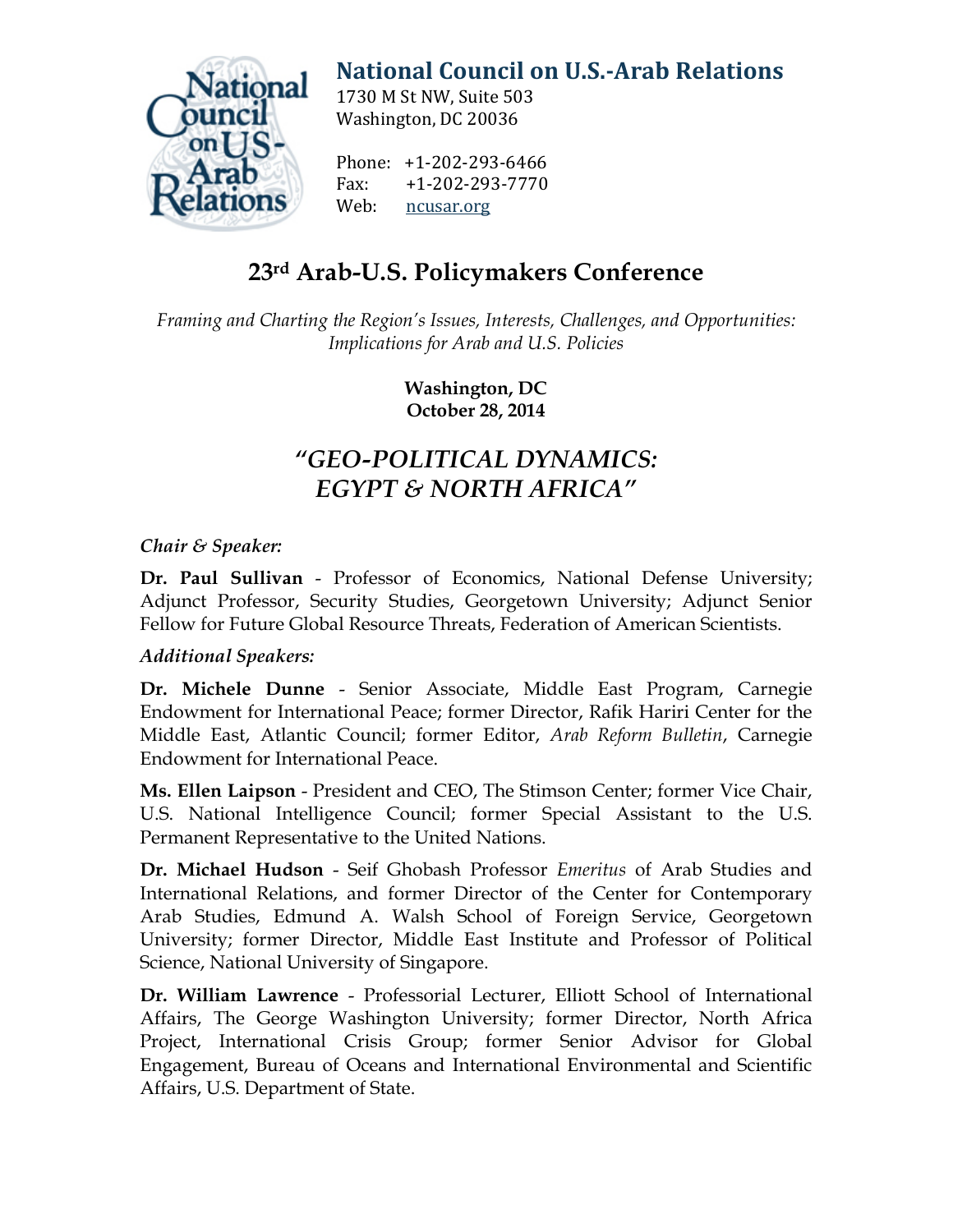# National Council on U.S.-Arab Relations

1730 M St NW, Suite 503
Washington, DC 20036

Phone: +1-202-293-6466
Fax: +1-202-293-7770
Web: ncusar.org

## 23rd Arab-U.S. Policymakers Conference

*Framing and Charting the Region's Issues, Interests, Challenges, and Opportunities: Implications for Arab and U.S. Policies*

**Washington, DC**
**October 28, 2014**

## *"GEO-POLITICAL DYNAMICS: EGYPT & NORTH AFRICA"*

*Chair & Speaker:*

**Dr. Paul Sullivan** - Professor of Economics, National Defense University; Adjunct Professor, Security Studies, Georgetown University; Adjunct Senior Fellow for Future Global Resource Threats, Federation of American Scientists.

*Additional Speakers:*

**Dr. Michele Dunne** - Senior Associate, Middle East Program, Carnegie Endowment for International Peace; former Director, Rafik Hariri Center for the Middle East, Atlantic Council; former Editor, *Arab Reform Bulletin*, Carnegie Endowment for International Peace.

**Ms. Ellen Laipson** - President and CEO, The Stimson Center; former Vice Chair, U.S. National Intelligence Council; former Special Assistant to the U.S. Permanent Representative to the United Nations.

**Dr. Michael Hudson** - Seif Ghobash Professor *Emeritus* of Arab Studies and International Relations, and former Director of the Center for Contemporary Arab Studies, Edmund A. Walsh School of Foreign Service, Georgetown University; former Director, Middle East Institute and Professor of Political Science, National University of Singapore.

**Dr. William Lawrence** - Professorial Lecturer, Elliott School of International Affairs, The George Washington University; former Director, North Africa Project, International Crisis Group; former Senior Advisor for Global Engagement, Bureau of Oceans and International Environmental and Scientific Affairs, U.S. Department of State.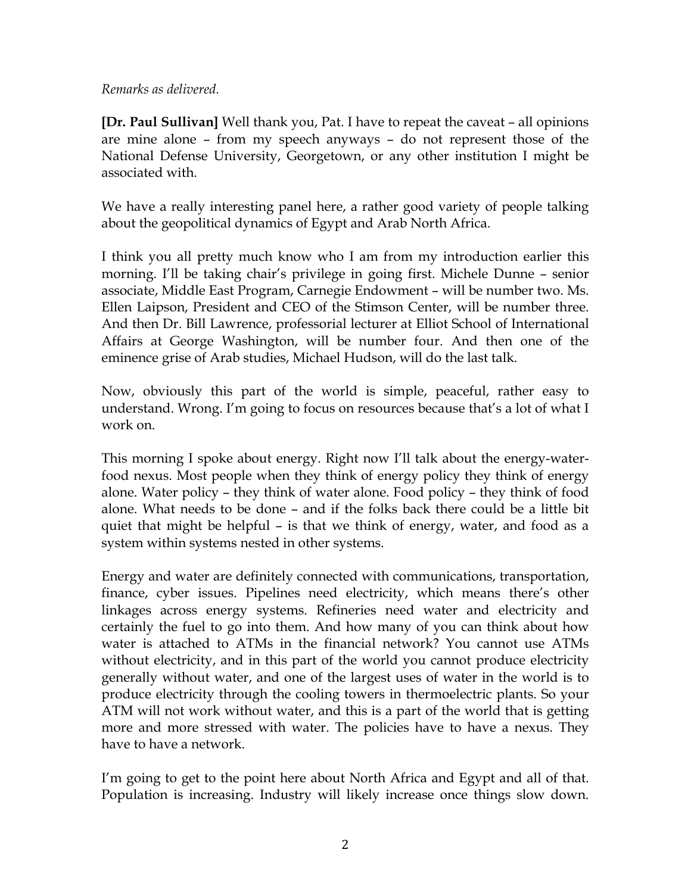*Remarks as delivered.*

**[Dr. Paul Sullivan]** Well thank you, Pat. I have to repeat the caveat – all opinions are mine alone – from my speech anyways – do not represent those of the National Defense University, Georgetown, or any other institution I might be associated with.

We have a really interesting panel here, a rather good variety of people talking about the geopolitical dynamics of Egypt and Arab North Africa.

I think you all pretty much know who I am from my introduction earlier this morning. I'll be taking chair's privilege in going first. Michele Dunne – senior associate, Middle East Program, Carnegie Endowment – will be number two. Ms. Ellen Laipson, President and CEO of the Stimson Center, will be number three. And then Dr. Bill Lawrence, professorial lecturer at Elliot School of International Affairs at George Washington, will be number four. And then one of the eminence grise of Arab studies, Michael Hudson, will do the last talk.

Now, obviously this part of the world is simple, peaceful, rather easy to understand. Wrong. I'm going to focus on resources because that's a lot of what I work on.

This morning I spoke about energy. Right now I'll talk about the energy-water-food nexus. Most people when they think of energy policy they think of energy alone. Water policy – they think of water alone. Food policy – they think of food alone. What needs to be done – and if the folks back there could be a little bit quiet that might be helpful – is that we think of energy, water, and food as a system within systems nested in other systems.

Energy and water are definitely connected with communications, transportation, finance, cyber issues. Pipelines need electricity, which means there's other linkages across energy systems. Refineries need water and electricity and certainly the fuel to go into them. And how many of you can think about how water is attached to ATMs in the financial network? You cannot use ATMs without electricity, and in this part of the world you cannot produce electricity generally without water, and one of the largest uses of water in the world is to produce electricity through the cooling towers in thermoelectric plants. So your ATM will not work without water, and this is a part of the world that is getting more and more stressed with water. The policies have to have a nexus. They have to have a network.

I'm going to get to the point here about North Africa and Egypt and all of that. Population is increasing. Industry will likely increase once things slow down.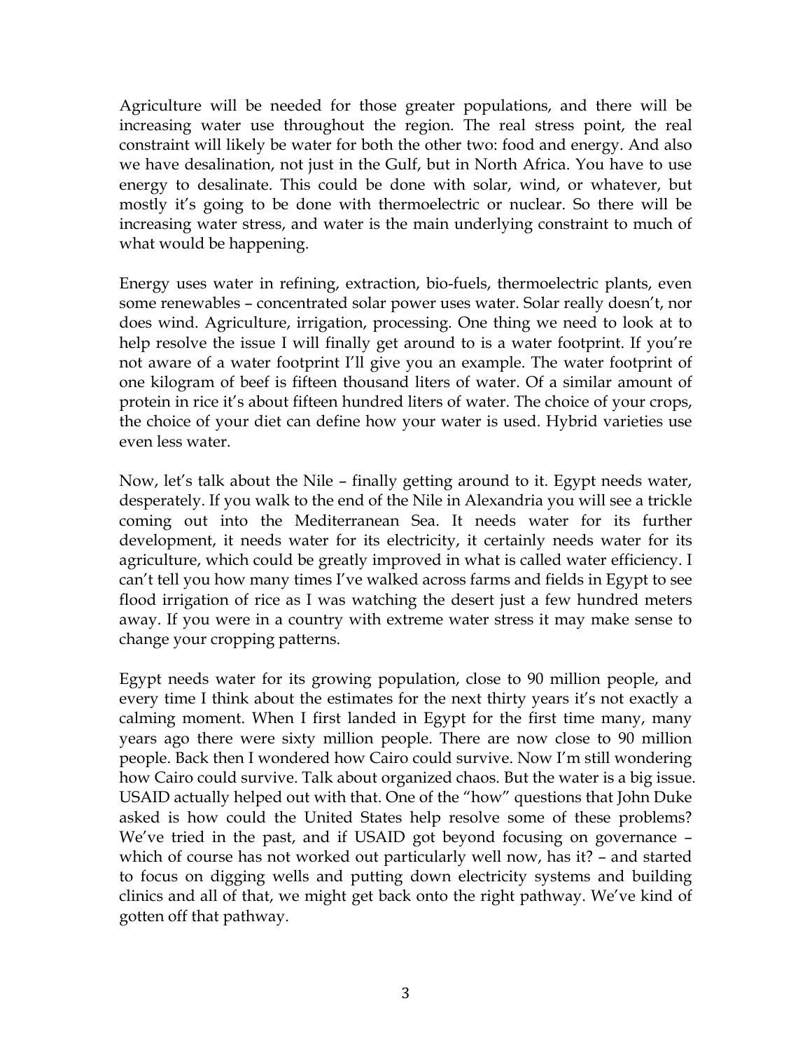Agriculture will be needed for those greater populations, and there will be increasing water use throughout the region. The real stress point, the real constraint will likely be water for both the other two: food and energy. And also we have desalination, not just in the Gulf, but in North Africa. You have to use energy to desalinate. This could be done with solar, wind, or whatever, but mostly it's going to be done with thermoelectric or nuclear. So there will be increasing water stress, and water is the main underlying constraint to much of what would be happening.

Energy uses water in refining, extraction, bio-fuels, thermoelectric plants, even some renewables – concentrated solar power uses water. Solar really doesn't, nor does wind. Agriculture, irrigation, processing. One thing we need to look at to help resolve the issue I will finally get around to is a water footprint. If you're not aware of a water footprint I'll give you an example. The water footprint of one kilogram of beef is fifteen thousand liters of water. Of a similar amount of protein in rice it's about fifteen hundred liters of water. The choice of your crops, the choice of your diet can define how your water is used. Hybrid varieties use even less water.

Now, let's talk about the Nile – finally getting around to it. Egypt needs water, desperately. If you walk to the end of the Nile in Alexandria you will see a trickle coming out into the Mediterranean Sea. It needs water for its further development, it needs water for its electricity, it certainly needs water for its agriculture, which could be greatly improved in what is called water efficiency. I can't tell you how many times I've walked across farms and fields in Egypt to see flood irrigation of rice as I was watching the desert just a few hundred meters away. If you were in a country with extreme water stress it may make sense to change your cropping patterns.

Egypt needs water for its growing population, close to 90 million people, and every time I think about the estimates for the next thirty years it's not exactly a calming moment. When I first landed in Egypt for the first time many, many years ago there were sixty million people. There are now close to 90 million people. Back then I wondered how Cairo could survive. Now I'm still wondering how Cairo could survive. Talk about organized chaos. But the water is a big issue. USAID actually helped out with that. One of the "how" questions that John Duke asked is how could the United States help resolve some of these problems? We've tried in the past, and if USAID got beyond focusing on governance – which of course has not worked out particularly well now, has it? – and started to focus on digging wells and putting down electricity systems and building clinics and all of that, we might get back onto the right pathway. We've kind of gotten off that pathway.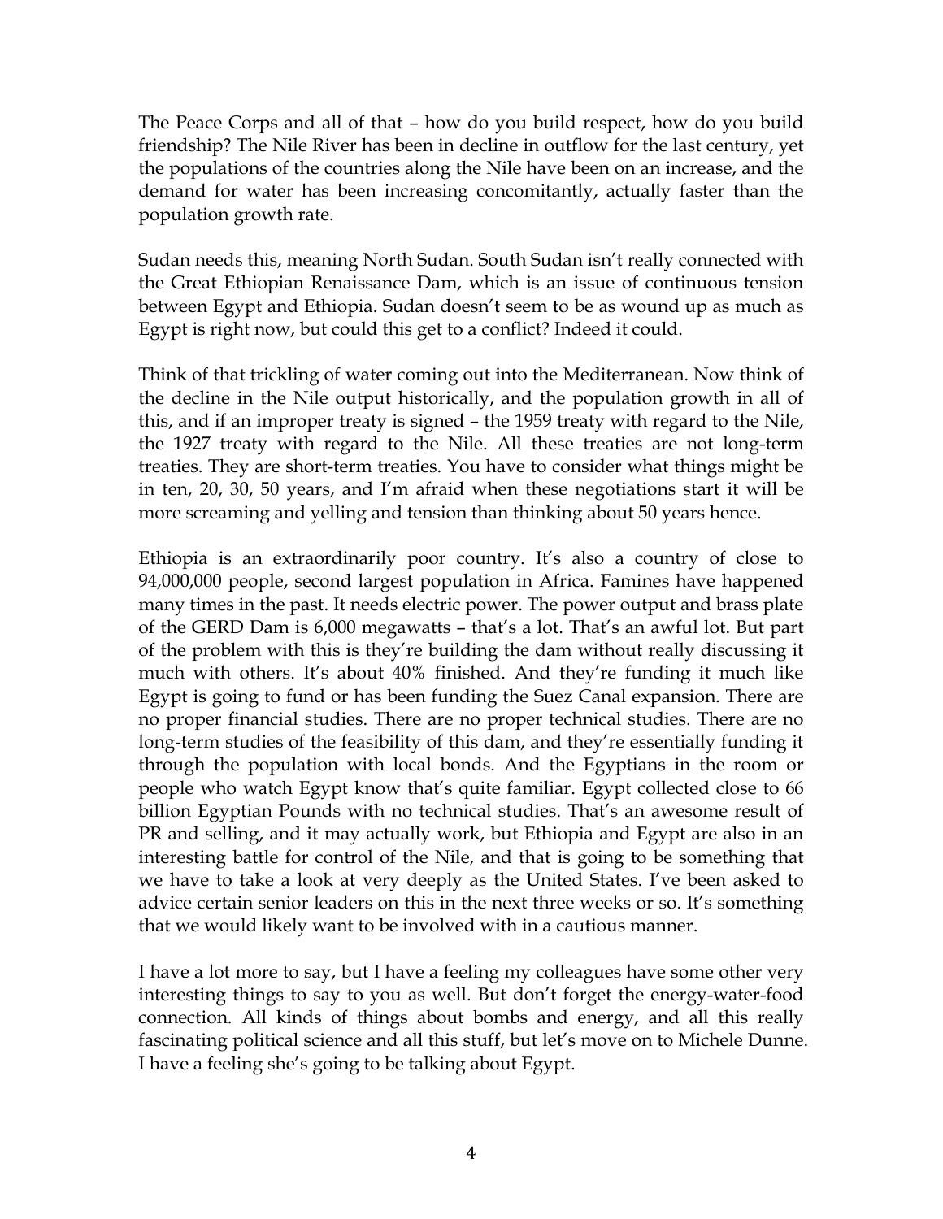The Peace Corps and all of that – how do you build respect, how do you build friendship? The Nile River has been in decline in outflow for the last century, yet the populations of the countries along the Nile have been on an increase, and the demand for water has been increasing concomitantly, actually faster than the population growth rate.

Sudan needs this, meaning North Sudan. South Sudan isn't really connected with the Great Ethiopian Renaissance Dam, which is an issue of continuous tension between Egypt and Ethiopia. Sudan doesn't seem to be as wound up as much as Egypt is right now, but could this get to a conflict? Indeed it could.

Think of that trickling of water coming out into the Mediterranean. Now think of the decline in the Nile output historically, and the population growth in all of this, and if an improper treaty is signed – the 1959 treaty with regard to the Nile, the 1927 treaty with regard to the Nile. All these treaties are not long-term treaties. They are short-term treaties. You have to consider what things might be in ten, 20, 30, 50 years, and I'm afraid when these negotiations start it will be more screaming and yelling and tension than thinking about 50 years hence.

Ethiopia is an extraordinarily poor country. It's also a country of close to 94,000,000 people, second largest population in Africa. Famines have happened many times in the past. It needs electric power. The power output and brass plate of the GERD Dam is 6,000 megawatts – that's a lot. That's an awful lot. But part of the problem with this is they're building the dam without really discussing it much with others. It's about 40% finished. And they're funding it much like Egypt is going to fund or has been funding the Suez Canal expansion. There are no proper financial studies. There are no proper technical studies. There are no long-term studies of the feasibility of this dam, and they're essentially funding it through the population with local bonds. And the Egyptians in the room or people who watch Egypt know that's quite familiar. Egypt collected close to 66 billion Egyptian Pounds with no technical studies. That's an awesome result of PR and selling, and it may actually work, but Ethiopia and Egypt are also in an interesting battle for control of the Nile, and that is going to be something that we have to take a look at very deeply as the United States. I've been asked to advice certain senior leaders on this in the next three weeks or so. It's something that we would likely want to be involved with in a cautious manner.

I have a lot more to say, but I have a feeling my colleagues have some other very interesting things to say to you as well. But don't forget the energy-water-food connection. All kinds of things about bombs and energy, and all this really fascinating political science and all this stuff, but let's move on to Michele Dunne. I have a feeling she's going to be talking about Egypt.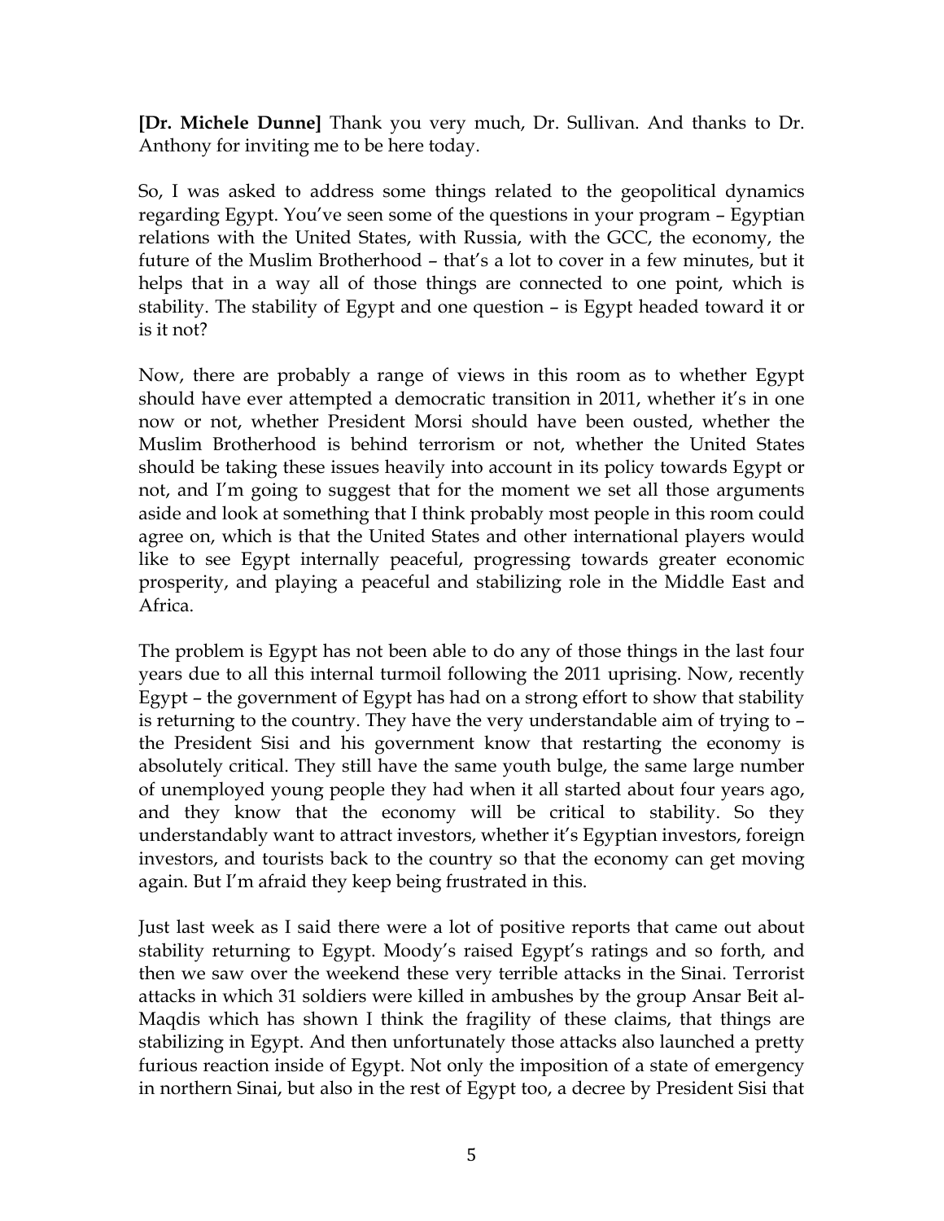**[Dr. Michele Dunne]** Thank you very much, Dr. Sullivan. And thanks to Dr. Anthony for inviting me to be here today.

So, I was asked to address some things related to the geopolitical dynamics regarding Egypt. You've seen some of the questions in your program – Egyptian relations with the United States, with Russia, with the GCC, the economy, the future of the Muslim Brotherhood – that's a lot to cover in a few minutes, but it helps that in a way all of those things are connected to one point, which is stability. The stability of Egypt and one question – is Egypt headed toward it or is it not?

Now, there are probably a range of views in this room as to whether Egypt should have ever attempted a democratic transition in 2011, whether it's in one now or not, whether President Morsi should have been ousted, whether the Muslim Brotherhood is behind terrorism or not, whether the United States should be taking these issues heavily into account in its policy towards Egypt or not, and I'm going to suggest that for the moment we set all those arguments aside and look at something that I think probably most people in this room could agree on, which is that the United States and other international players would like to see Egypt internally peaceful, progressing towards greater economic prosperity, and playing a peaceful and stabilizing role in the Middle East and Africa.

The problem is Egypt has not been able to do any of those things in the last four years due to all this internal turmoil following the 2011 uprising. Now, recently Egypt – the government of Egypt has had on a strong effort to show that stability is returning to the country. They have the very understandable aim of trying to – the President Sisi and his government know that restarting the economy is absolutely critical. They still have the same youth bulge, the same large number of unemployed young people they had when it all started about four years ago, and they know that the economy will be critical to stability. So they understandably want to attract investors, whether it's Egyptian investors, foreign investors, and tourists back to the country so that the economy can get moving again. But I'm afraid they keep being frustrated in this.

Just last week as I said there were a lot of positive reports that came out about stability returning to Egypt. Moody's raised Egypt's ratings and so forth, and then we saw over the weekend these very terrible attacks in the Sinai. Terrorist attacks in which 31 soldiers were killed in ambushes by the group Ansar Beit al-Maqdis which has shown I think the fragility of these claims, that things are stabilizing in Egypt. And then unfortunately those attacks also launched a pretty furious reaction inside of Egypt. Not only the imposition of a state of emergency in northern Sinai, but also in the rest of Egypt too, a decree by President Sisi that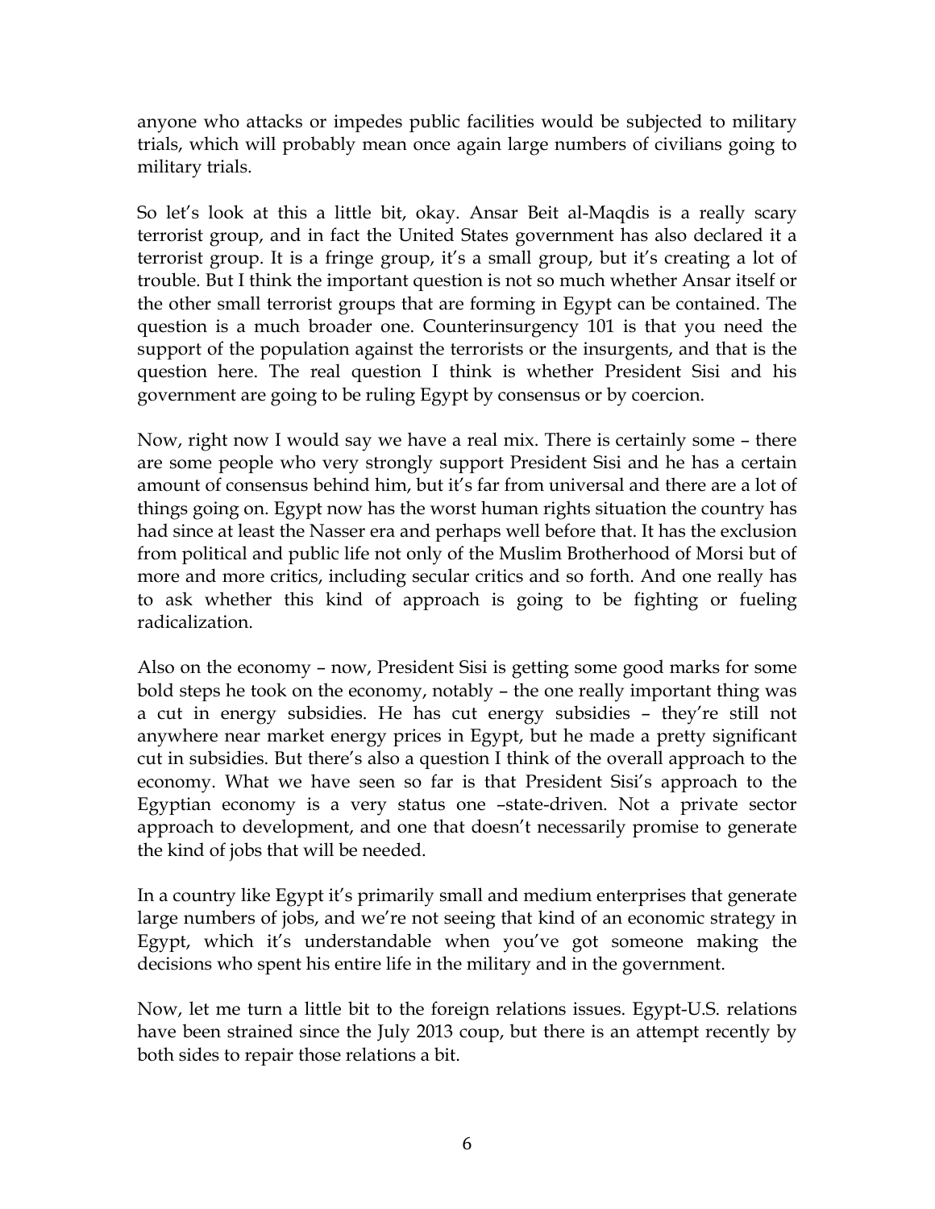anyone who attacks or impedes public facilities would be subjected to military trials, which will probably mean once again large numbers of civilians going to military trials.

So let's look at this a little bit, okay. Ansar Beit al-Maqdis is a really scary terrorist group, and in fact the United States government has also declared it a terrorist group. It is a fringe group, it's a small group, but it's creating a lot of trouble. But I think the important question is not so much whether Ansar itself or the other small terrorist groups that are forming in Egypt can be contained. The question is a much broader one. Counterinsurgency 101 is that you need the support of the population against the terrorists or the insurgents, and that is the question here. The real question I think is whether President Sisi and his government are going to be ruling Egypt by consensus or by coercion.

Now, right now I would say we have a real mix. There is certainly some – there are some people who very strongly support President Sisi and he has a certain amount of consensus behind him, but it's far from universal and there are a lot of things going on. Egypt now has the worst human rights situation the country has had since at least the Nasser era and perhaps well before that. It has the exclusion from political and public life not only of the Muslim Brotherhood of Morsi but of more and more critics, including secular critics and so forth. And one really has to ask whether this kind of approach is going to be fighting or fueling radicalization.

Also on the economy – now, President Sisi is getting some good marks for some bold steps he took on the economy, notably – the one really important thing was a cut in energy subsidies. He has cut energy subsidies – they're still not anywhere near market energy prices in Egypt, but he made a pretty significant cut in subsidies. But there's also a question I think of the overall approach to the economy. What we have seen so far is that President Sisi's approach to the Egyptian economy is a very status one –state-driven. Not a private sector approach to development, and one that doesn't necessarily promise to generate the kind of jobs that will be needed.

In a country like Egypt it's primarily small and medium enterprises that generate large numbers of jobs, and we're not seeing that kind of an economic strategy in Egypt, which it's understandable when you've got someone making the decisions who spent his entire life in the military and in the government.

Now, let me turn a little bit to the foreign relations issues. Egypt-U.S. relations have been strained since the July 2013 coup, but there is an attempt recently by both sides to repair those relations a bit.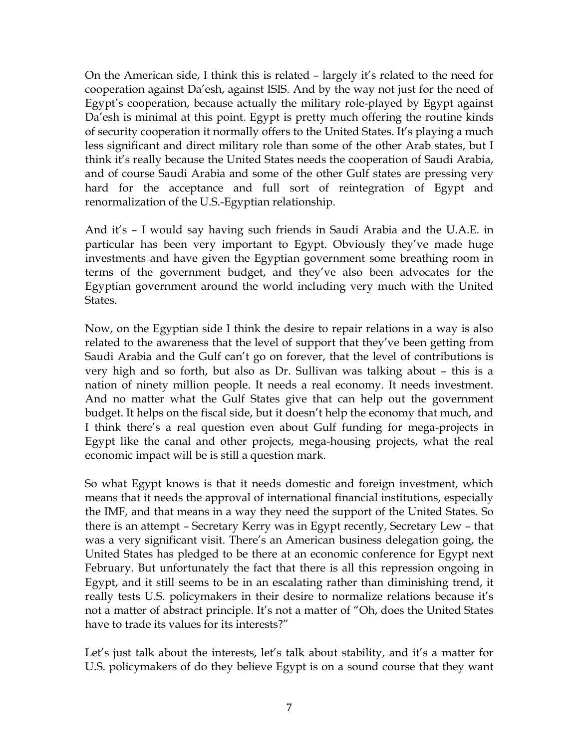On the American side, I think this is related – largely it's related to the need for cooperation against Da'esh, against ISIS. And by the way not just for the need of Egypt's cooperation, because actually the military role-played by Egypt against Da'esh is minimal at this point. Egypt is pretty much offering the routine kinds of security cooperation it normally offers to the United States. It's playing a much less significant and direct military role than some of the other Arab states, but I think it's really because the United States needs the cooperation of Saudi Arabia, and of course Saudi Arabia and some of the other Gulf states are pressing very hard for the acceptance and full sort of reintegration of Egypt and renormalization of the U.S.-Egyptian relationship.

And it's – I would say having such friends in Saudi Arabia and the U.A.E. in particular has been very important to Egypt. Obviously they've made huge investments and have given the Egyptian government some breathing room in terms of the government budget, and they've also been advocates for the Egyptian government around the world including very much with the United States.

Now, on the Egyptian side I think the desire to repair relations in a way is also related to the awareness that the level of support that they've been getting from Saudi Arabia and the Gulf can't go on forever, that the level of contributions is very high and so forth, but also as Dr. Sullivan was talking about – this is a nation of ninety million people. It needs a real economy. It needs investment. And no matter what the Gulf States give that can help out the government budget. It helps on the fiscal side, but it doesn't help the economy that much, and I think there's a real question even about Gulf funding for mega-projects in Egypt like the canal and other projects, mega-housing projects, what the real economic impact will be is still a question mark.

So what Egypt knows is that it needs domestic and foreign investment, which means that it needs the approval of international financial institutions, especially the IMF, and that means in a way they need the support of the United States. So there is an attempt – Secretary Kerry was in Egypt recently, Secretary Lew – that was a very significant visit. There's an American business delegation going, the United States has pledged to be there at an economic conference for Egypt next February. But unfortunately the fact that there is all this repression ongoing in Egypt, and it still seems to be in an escalating rather than diminishing trend, it really tests U.S. policymakers in their desire to normalize relations because it's not a matter of abstract principle. It's not a matter of "Oh, does the United States have to trade its values for its interests?"

Let's just talk about the interests, let's talk about stability, and it's a matter for U.S. policymakers of do they believe Egypt is on a sound course that they want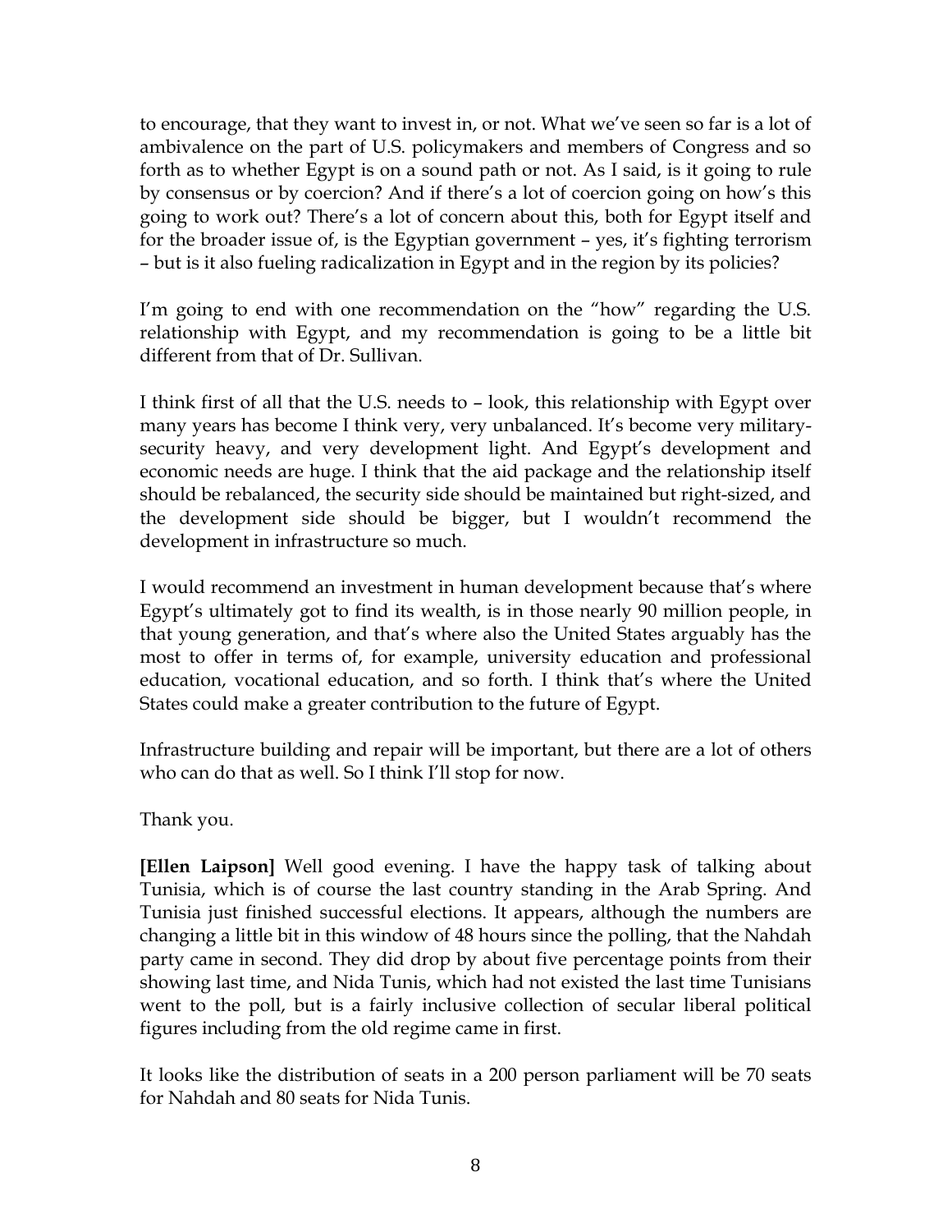to encourage, that they want to invest in, or not. What we've seen so far is a lot of ambivalence on the part of U.S. policymakers and members of Congress and so forth as to whether Egypt is on a sound path or not. As I said, is it going to rule by consensus or by coercion? And if there's a lot of coercion going on how's this going to work out? There's a lot of concern about this, both for Egypt itself and for the broader issue of, is the Egyptian government – yes, it's fighting terrorism – but is it also fueling radicalization in Egypt and in the region by its policies?

I'm going to end with one recommendation on the "how" regarding the U.S. relationship with Egypt, and my recommendation is going to be a little bit different from that of Dr. Sullivan.

I think first of all that the U.S. needs to – look, this relationship with Egypt over many years has become I think very, very unbalanced. It's become very military-security heavy, and very development light. And Egypt's development and economic needs are huge. I think that the aid package and the relationship itself should be rebalanced, the security side should be maintained but right-sized, and the development side should be bigger, but I wouldn't recommend the development in infrastructure so much.

I would recommend an investment in human development because that's where Egypt's ultimately got to find its wealth, is in those nearly 90 million people, in that young generation, and that's where also the United States arguably has the most to offer in terms of, for example, university education and professional education, vocational education, and so forth. I think that's where the United States could make a greater contribution to the future of Egypt.

Infrastructure building and repair will be important, but there are a lot of others who can do that as well. So I think I'll stop for now.

Thank you.

**[Ellen Laipson]** Well good evening. I have the happy task of talking about Tunisia, which is of course the last country standing in the Arab Spring. And Tunisia just finished successful elections. It appears, although the numbers are changing a little bit in this window of 48 hours since the polling, that the Nahdah party came in second. They did drop by about five percentage points from their showing last time, and Nida Tunis, which had not existed the last time Tunisians went to the poll, but is a fairly inclusive collection of secular liberal political figures including from the old regime came in first.

It looks like the distribution of seats in a 200 person parliament will be 70 seats for Nahdah and 80 seats for Nida Tunis.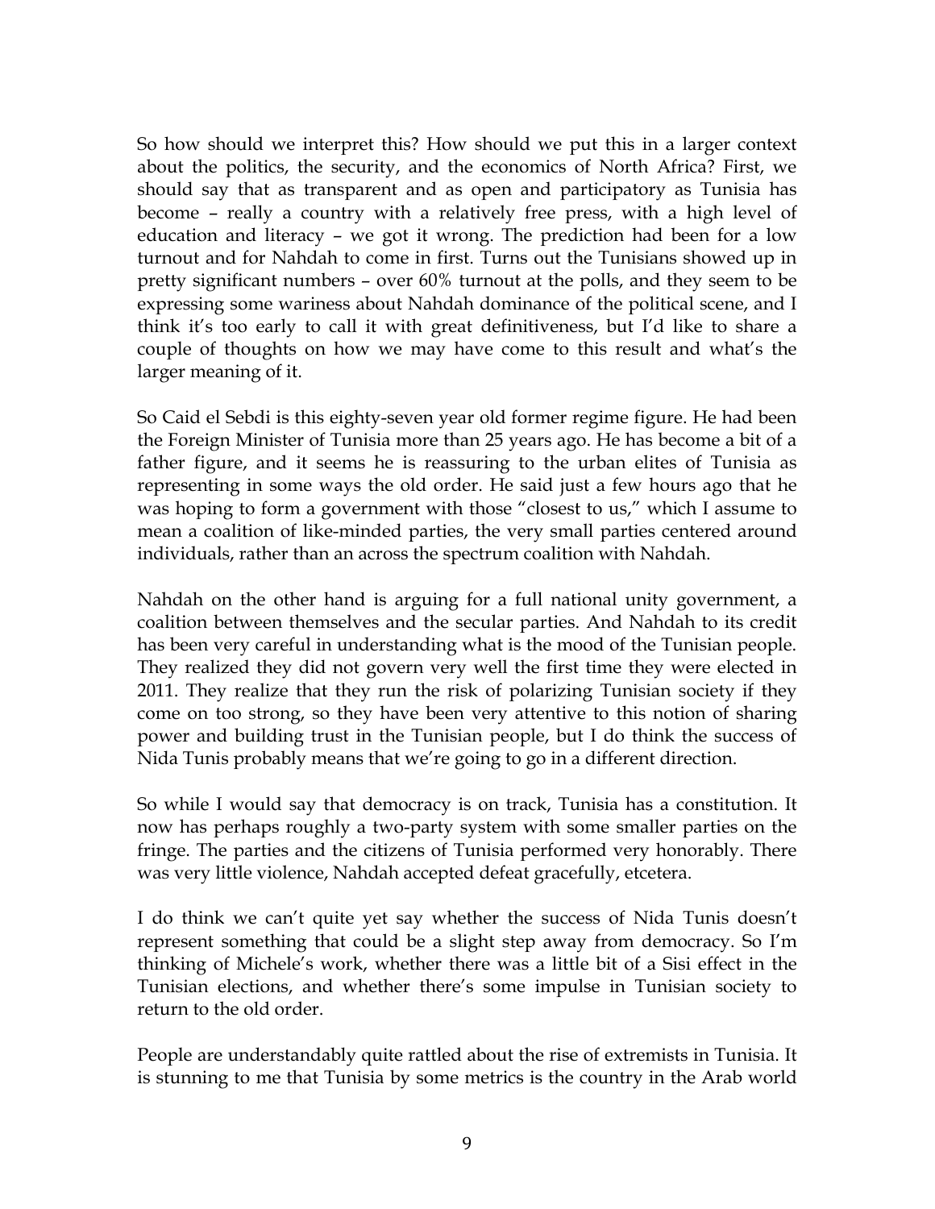So how should we interpret this? How should we put this in a larger context about the politics, the security, and the economics of North Africa? First, we should say that as transparent and as open and participatory as Tunisia has become – really a country with a relatively free press, with a high level of education and literacy – we got it wrong. The prediction had been for a low turnout and for Nahdah to come in first. Turns out the Tunisians showed up in pretty significant numbers – over 60% turnout at the polls, and they seem to be expressing some wariness about Nahdah dominance of the political scene, and I think it's too early to call it with great definitiveness, but I'd like to share a couple of thoughts on how we may have come to this result and what's the larger meaning of it.

So Caid el Sebdi is this eighty-seven year old former regime figure. He had been the Foreign Minister of Tunisia more than 25 years ago. He has become a bit of a father figure, and it seems he is reassuring to the urban elites of Tunisia as representing in some ways the old order. He said just a few hours ago that he was hoping to form a government with those "closest to us," which I assume to mean a coalition of like-minded parties, the very small parties centered around individuals, rather than an across the spectrum coalition with Nahdah.

Nahdah on the other hand is arguing for a full national unity government, a coalition between themselves and the secular parties. And Nahdah to its credit has been very careful in understanding what is the mood of the Tunisian people. They realized they did not govern very well the first time they were elected in 2011. They realize that they run the risk of polarizing Tunisian society if they come on too strong, so they have been very attentive to this notion of sharing power and building trust in the Tunisian people, but I do think the success of Nida Tunis probably means that we're going to go in a different direction.

So while I would say that democracy is on track, Tunisia has a constitution. It now has perhaps roughly a two-party system with some smaller parties on the fringe. The parties and the citizens of Tunisia performed very honorably. There was very little violence, Nahdah accepted defeat gracefully, etcetera.

I do think we can't quite yet say whether the success of Nida Tunis doesn't represent something that could be a slight step away from democracy. So I'm thinking of Michele's work, whether there was a little bit of a Sisi effect in the Tunisian elections, and whether there's some impulse in Tunisian society to return to the old order.

People are understandably quite rattled about the rise of extremists in Tunisia. It is stunning to me that Tunisia by some metrics is the country in the Arab world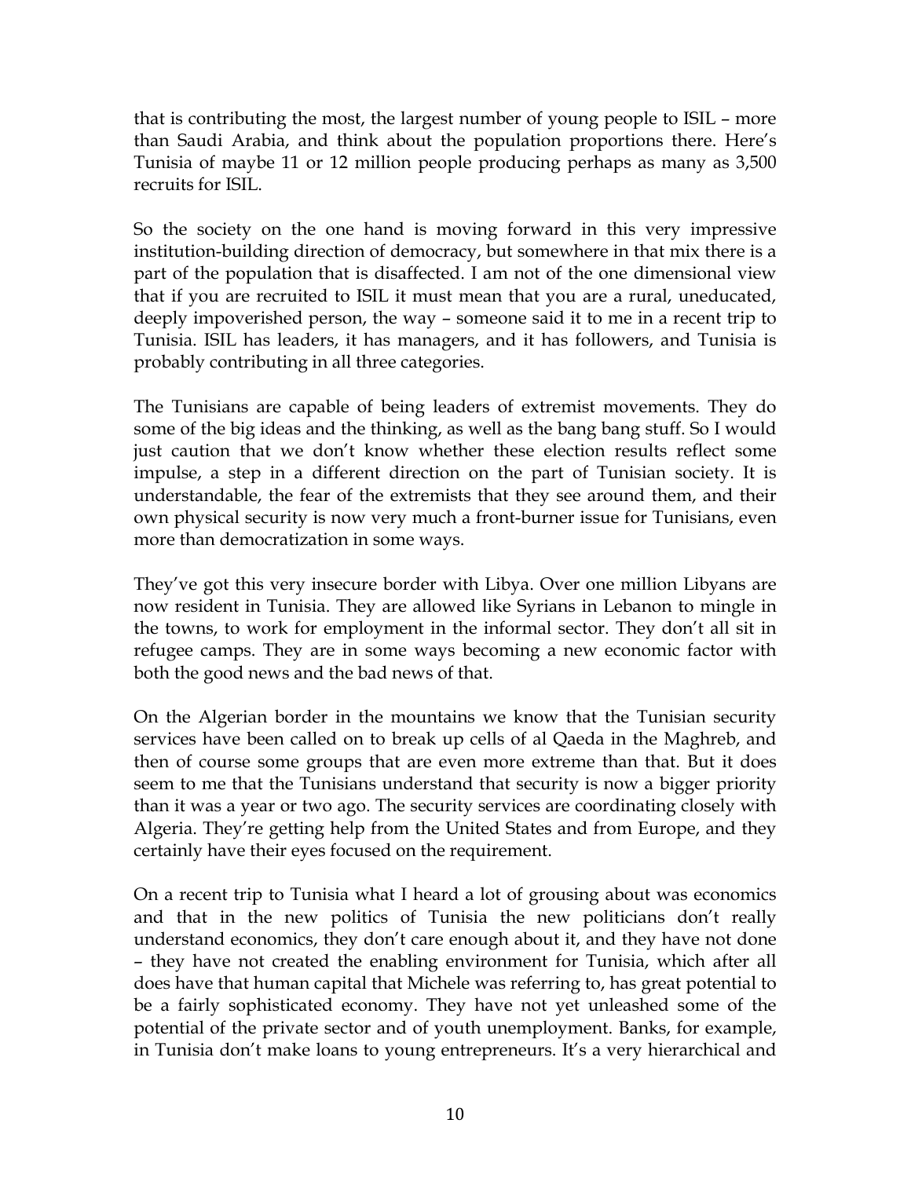that is contributing the most, the largest number of young people to ISIL – more than Saudi Arabia, and think about the population proportions there. Here's Tunisia of maybe 11 or 12 million people producing perhaps as many as 3,500 recruits for ISIL.

So the society on the one hand is moving forward in this very impressive institution-building direction of democracy, but somewhere in that mix there is a part of the population that is disaffected. I am not of the one dimensional view that if you are recruited to ISIL it must mean that you are a rural, uneducated, deeply impoverished person, the way – someone said it to me in a recent trip to Tunisia. ISIL has leaders, it has managers, and it has followers, and Tunisia is probably contributing in all three categories.

The Tunisians are capable of being leaders of extremist movements. They do some of the big ideas and the thinking, as well as the bang bang stuff. So I would just caution that we don't know whether these election results reflect some impulse, a step in a different direction on the part of Tunisian society. It is understandable, the fear of the extremists that they see around them, and their own physical security is now very much a front-burner issue for Tunisians, even more than democratization in some ways.

They've got this very insecure border with Libya. Over one million Libyans are now resident in Tunisia. They are allowed like Syrians in Lebanon to mingle in the towns, to work for employment in the informal sector. They don't all sit in refugee camps. They are in some ways becoming a new economic factor with both the good news and the bad news of that.

On the Algerian border in the mountains we know that the Tunisian security services have been called on to break up cells of al Qaeda in the Maghreb, and then of course some groups that are even more extreme than that. But it does seem to me that the Tunisians understand that security is now a bigger priority than it was a year or two ago. The security services are coordinating closely with Algeria. They're getting help from the United States and from Europe, and they certainly have their eyes focused on the requirement.

On a recent trip to Tunisia what I heard a lot of grousing about was economics and that in the new politics of Tunisia the new politicians don't really understand economics, they don't care enough about it, and they have not done – they have not created the enabling environment for Tunisia, which after all does have that human capital that Michele was referring to, has great potential to be a fairly sophisticated economy. They have not yet unleashed some of the potential of the private sector and of youth unemployment. Banks, for example, in Tunisia don't make loans to young entrepreneurs. It's a very hierarchical and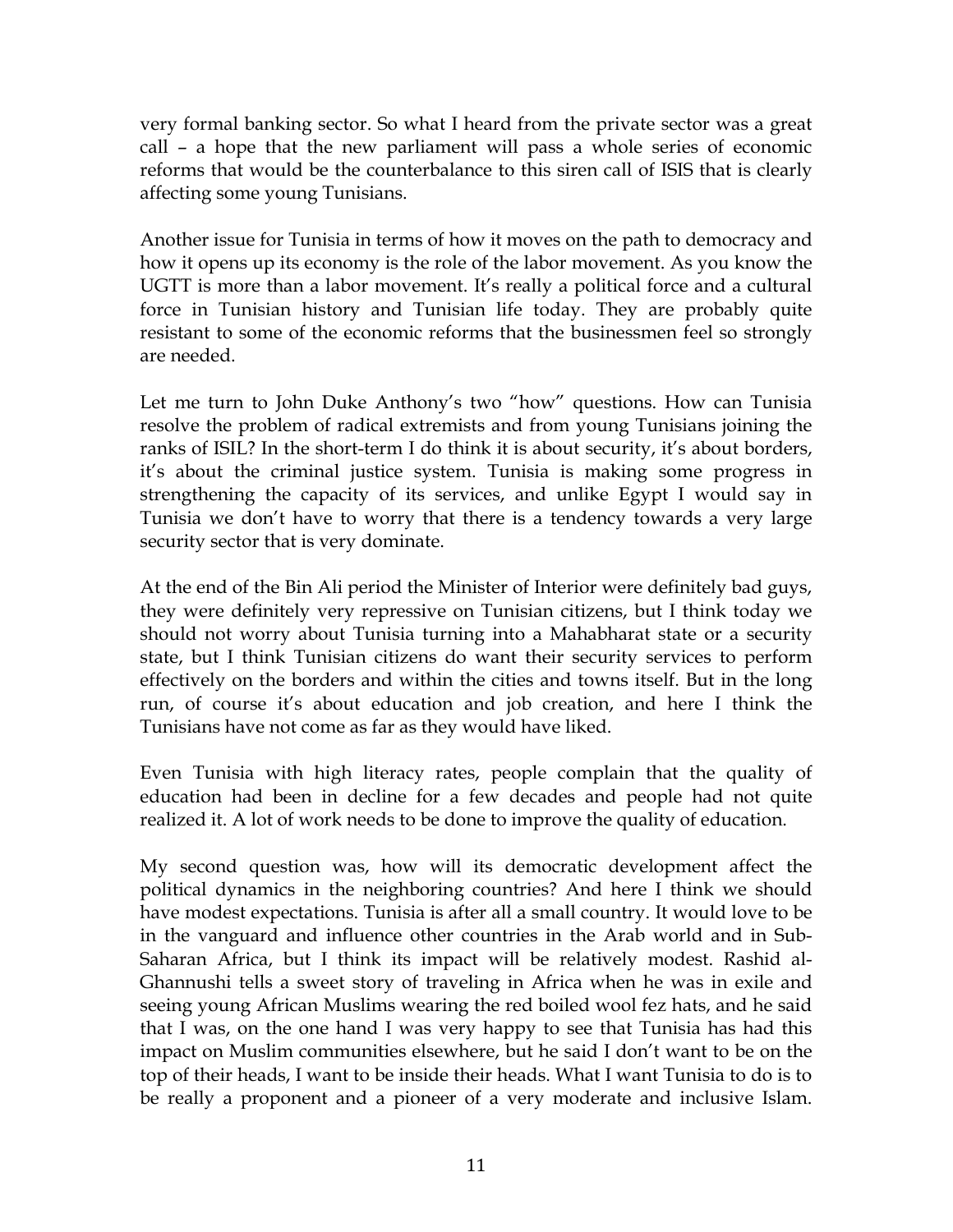very formal banking sector. So what I heard from the private sector was a great call – a hope that the new parliament will pass a whole series of economic reforms that would be the counterbalance to this siren call of ISIS that is clearly affecting some young Tunisians.

Another issue for Tunisia in terms of how it moves on the path to democracy and how it opens up its economy is the role of the labor movement. As you know the UGTT is more than a labor movement. It's really a political force and a cultural force in Tunisian history and Tunisian life today. They are probably quite resistant to some of the economic reforms that the businessmen feel so strongly are needed.

Let me turn to John Duke Anthony's two "how" questions. How can Tunisia resolve the problem of radical extremists and from young Tunisians joining the ranks of ISIL? In the short-term I do think it is about security, it's about borders, it's about the criminal justice system. Tunisia is making some progress in strengthening the capacity of its services, and unlike Egypt I would say in Tunisia we don't have to worry that there is a tendency towards a very large security sector that is very dominate.

At the end of the Bin Ali period the Minister of Interior were definitely bad guys, they were definitely very repressive on Tunisian citizens, but I think today we should not worry about Tunisia turning into a Mahabharat state or a security state, but I think Tunisian citizens do want their security services to perform effectively on the borders and within the cities and towns itself. But in the long run, of course it's about education and job creation, and here I think the Tunisians have not come as far as they would have liked.

Even Tunisia with high literacy rates, people complain that the quality of education had been in decline for a few decades and people had not quite realized it. A lot of work needs to be done to improve the quality of education.

My second question was, how will its democratic development affect the political dynamics in the neighboring countries? And here I think we should have modest expectations. Tunisia is after all a small country. It would love to be in the vanguard and influence other countries in the Arab world and in Sub-Saharan Africa, but I think its impact will be relatively modest. Rashid al-Ghannushi tells a sweet story of traveling in Africa when he was in exile and seeing young African Muslims wearing the red boiled wool fez hats, and he said that I was, on the one hand I was very happy to see that Tunisia has had this impact on Muslim communities elsewhere, but he said I don't want to be on the top of their heads, I want to be inside their heads. What I want Tunisia to do is to be really a proponent and a pioneer of a very moderate and inclusive Islam.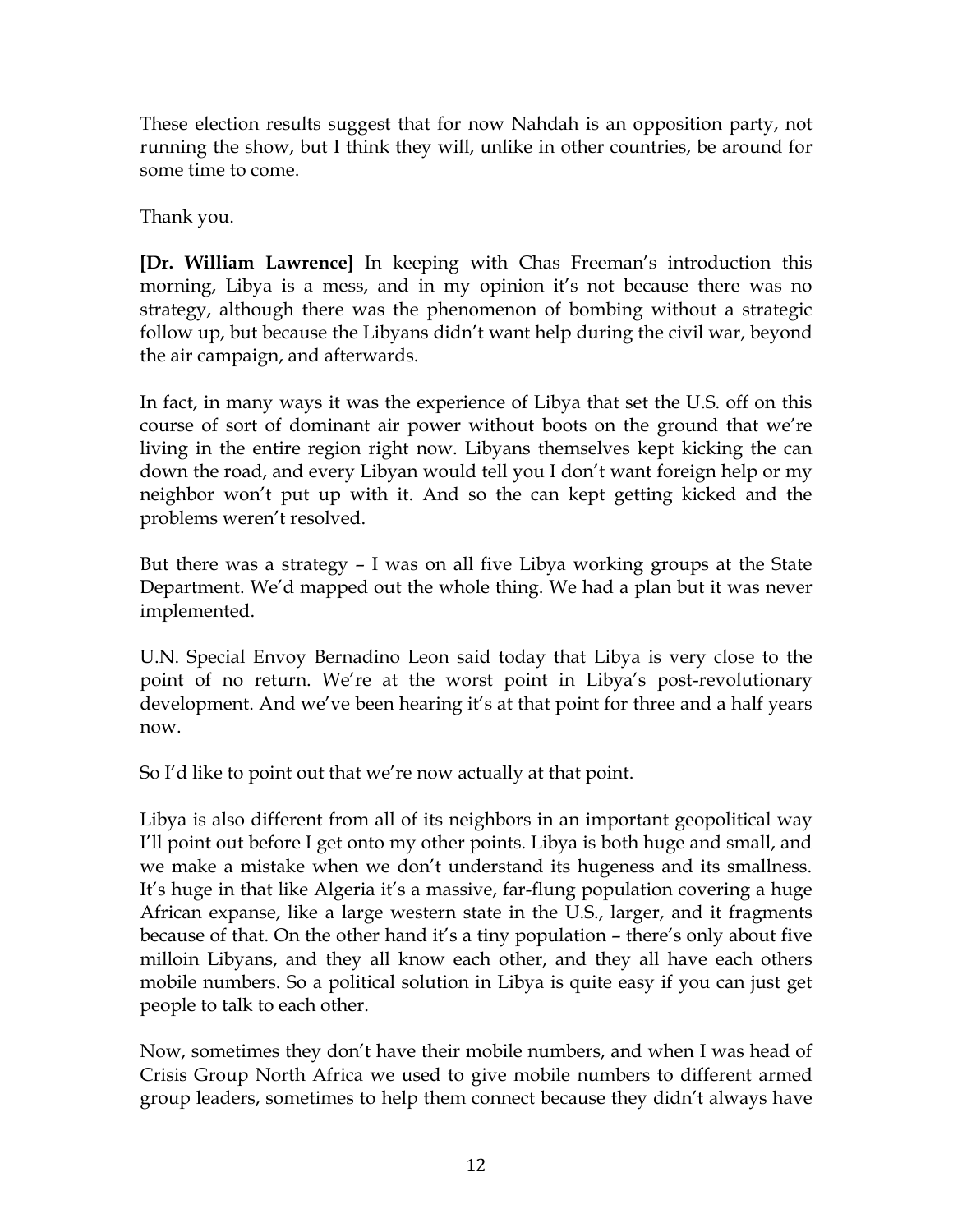These election results suggest that for now Nahdah is an opposition party, not running the show, but I think they will, unlike in other countries, be around for some time to come.

Thank you.

**[Dr. William Lawrence]** In keeping with Chas Freeman's introduction this morning, Libya is a mess, and in my opinion it's not because there was no strategy, although there was the phenomenon of bombing without a strategic follow up, but because the Libyans didn't want help during the civil war, beyond the air campaign, and afterwards.

In fact, in many ways it was the experience of Libya that set the U.S. off on this course of sort of dominant air power without boots on the ground that we're living in the entire region right now. Libyans themselves kept kicking the can down the road, and every Libyan would tell you I don't want foreign help or my neighbor won't put up with it. And so the can kept getting kicked and the problems weren't resolved.

But there was a strategy – I was on all five Libya working groups at the State Department. We'd mapped out the whole thing. We had a plan but it was never implemented.

U.N. Special Envoy Bernadino Leon said today that Libya is very close to the point of no return. We're at the worst point in Libya's post-revolutionary development. And we've been hearing it's at that point for three and a half years now.

So I'd like to point out that we're now actually at that point.

Libya is also different from all of its neighbors in an important geopolitical way I'll point out before I get onto my other points. Libya is both huge and small, and we make a mistake when we don't understand its hugeness and its smallness. It's huge in that like Algeria it's a massive, far-flung population covering a huge African expanse, like a large western state in the U.S., larger, and it fragments because of that. On the other hand it's a tiny population – there's only about five milloin Libyans, and they all know each other, and they all have each others mobile numbers. So a political solution in Libya is quite easy if you can just get people to talk to each other.

Now, sometimes they don't have their mobile numbers, and when I was head of Crisis Group North Africa we used to give mobile numbers to different armed group leaders, sometimes to help them connect because they didn't always have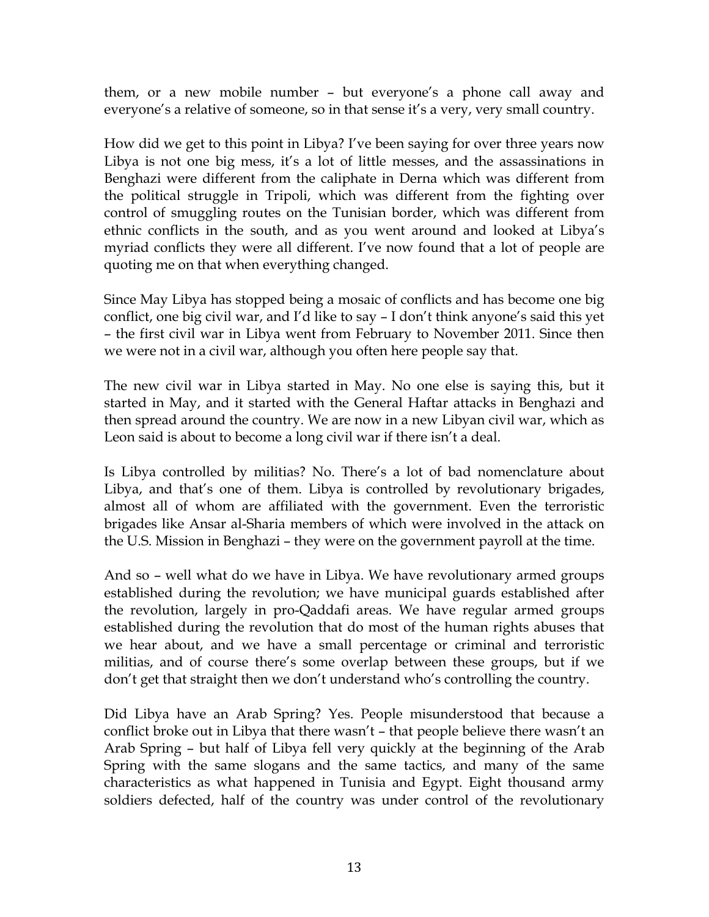them, or a new mobile number – but everyone's a phone call away and everyone's a relative of someone, so in that sense it's a very, very small country.

How did we get to this point in Libya? I've been saying for over three years now Libya is not one big mess, it's a lot of little messes, and the assassinations in Benghazi were different from the caliphate in Derna which was different from the political struggle in Tripoli, which was different from the fighting over control of smuggling routes on the Tunisian border, which was different from ethnic conflicts in the south, and as you went around and looked at Libya's myriad conflicts they were all different. I've now found that a lot of people are quoting me on that when everything changed.

Since May Libya has stopped being a mosaic of conflicts and has become one big conflict, one big civil war, and I'd like to say – I don't think anyone's said this yet – the first civil war in Libya went from February to November 2011. Since then we were not in a civil war, although you often here people say that.

The new civil war in Libya started in May. No one else is saying this, but it started in May, and it started with the General Haftar attacks in Benghazi and then spread around the country. We are now in a new Libyan civil war, which as Leon said is about to become a long civil war if there isn't a deal.

Is Libya controlled by militias? No. There's a lot of bad nomenclature about Libya, and that's one of them. Libya is controlled by revolutionary brigades, almost all of whom are affiliated with the government. Even the terroristic brigades like Ansar al-Sharia members of which were involved in the attack on the U.S. Mission in Benghazi – they were on the government payroll at the time.

And so – well what do we have in Libya. We have revolutionary armed groups established during the revolution; we have municipal guards established after the revolution, largely in pro-Qaddafi areas. We have regular armed groups established during the revolution that do most of the human rights abuses that we hear about, and we have a small percentage or criminal and terroristic militias, and of course there's some overlap between these groups, but if we don't get that straight then we don't understand who's controlling the country.

Did Libya have an Arab Spring? Yes. People misunderstood that because a conflict broke out in Libya that there wasn't – that people believe there wasn't an Arab Spring – but half of Libya fell very quickly at the beginning of the Arab Spring with the same slogans and the same tactics, and many of the same characteristics as what happened in Tunisia and Egypt. Eight thousand army soldiers defected, half of the country was under control of the revolutionary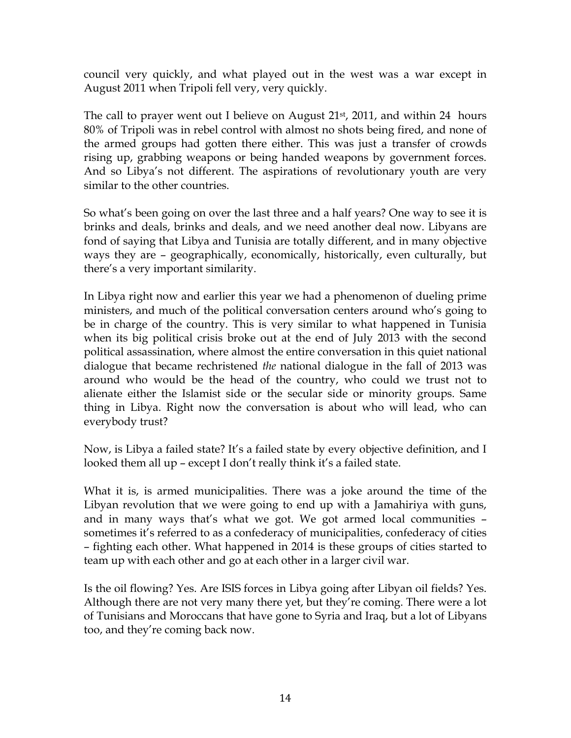council very quickly, and what played out in the west was a war except in August 2011 when Tripoli fell very, very quickly.

The call to prayer went out I believe on August 21st, 2011, and within 24 hours 80% of Tripoli was in rebel control with almost no shots being fired, and none of the armed groups had gotten there either. This was just a transfer of crowds rising up, grabbing weapons or being handed weapons by government forces. And so Libya's not different. The aspirations of revolutionary youth are very similar to the other countries.

So what's been going on over the last three and a half years? One way to see it is brinks and deals, brinks and deals, and we need another deal now. Libyans are fond of saying that Libya and Tunisia are totally different, and in many objective ways they are – geographically, economically, historically, even culturally, but there's a very important similarity.

In Libya right now and earlier this year we had a phenomenon of dueling prime ministers, and much of the political conversation centers around who's going to be in charge of the country. This is very similar to what happened in Tunisia when its big political crisis broke out at the end of July 2013 with the second political assassination, where almost the entire conversation in this quiet national dialogue that became rechristened *the* national dialogue in the fall of 2013 was around who would be the head of the country, who could we trust not to alienate either the Islamist side or the secular side or minority groups. Same thing in Libya. Right now the conversation is about who will lead, who can everybody trust?

Now, is Libya a failed state? It's a failed state by every objective definition, and I looked them all up – except I don't really think it's a failed state.

What it is, is armed municipalities. There was a joke around the time of the Libyan revolution that we were going to end up with a Jamahiriya with guns, and in many ways that's what we got. We got armed local communities – sometimes it's referred to as a confederacy of municipalities, confederacy of cities – fighting each other. What happened in 2014 is these groups of cities started to team up with each other and go at each other in a larger civil war.

Is the oil flowing? Yes. Are ISIS forces in Libya going after Libyan oil fields? Yes. Although there are not very many there yet, but they're coming. There were a lot of Tunisians and Moroccans that have gone to Syria and Iraq, but a lot of Libyans too, and they're coming back now.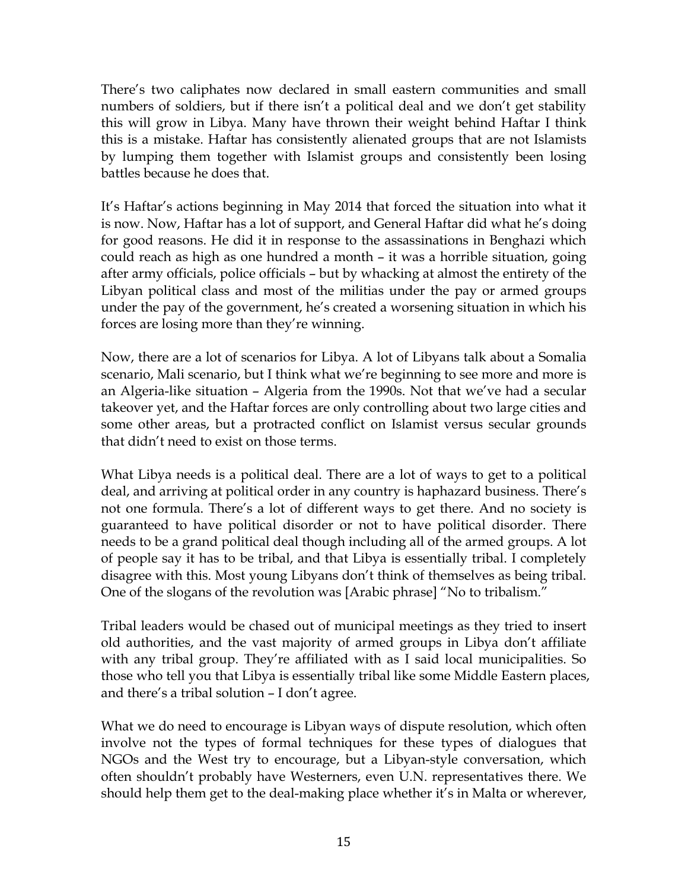There's two caliphates now declared in small eastern communities and small numbers of soldiers, but if there isn't a political deal and we don't get stability this will grow in Libya. Many have thrown their weight behind Haftar I think this is a mistake. Haftar has consistently alienated groups that are not Islamists by lumping them together with Islamist groups and consistently been losing battles because he does that.

It's Haftar's actions beginning in May 2014 that forced the situation into what it is now. Now, Haftar has a lot of support, and General Haftar did what he's doing for good reasons. He did it in response to the assassinations in Benghazi which could reach as high as one hundred a month – it was a horrible situation, going after army officials, police officials – but by whacking at almost the entirety of the Libyan political class and most of the militias under the pay or armed groups under the pay of the government, he's created a worsening situation in which his forces are losing more than they're winning.

Now, there are a lot of scenarios for Libya. A lot of Libyans talk about a Somalia scenario, Mali scenario, but I think what we're beginning to see more and more is an Algeria-like situation – Algeria from the 1990s. Not that we've had a secular takeover yet, and the Haftar forces are only controlling about two large cities and some other areas, but a protracted conflict on Islamist versus secular grounds that didn't need to exist on those terms.

What Libya needs is a political deal. There are a lot of ways to get to a political deal, and arriving at political order in any country is haphazard business. There's not one formula. There's a lot of different ways to get there. And no society is guaranteed to have political disorder or not to have political disorder. There needs to be a grand political deal though including all of the armed groups. A lot of people say it has to be tribal, and that Libya is essentially tribal. I completely disagree with this. Most young Libyans don't think of themselves as being tribal. One of the slogans of the revolution was [Arabic phrase] "No to tribalism."

Tribal leaders would be chased out of municipal meetings as they tried to insert old authorities, and the vast majority of armed groups in Libya don't affiliate with any tribal group. They're affiliated with as I said local municipalities. So those who tell you that Libya is essentially tribal like some Middle Eastern places, and there's a tribal solution – I don't agree.

What we do need to encourage is Libyan ways of dispute resolution, which often involve not the types of formal techniques for these types of dialogues that NGOs and the West try to encourage, but a Libyan-style conversation, which often shouldn't probably have Westerners, even U.N. representatives there. We should help them get to the deal-making place whether it's in Malta or wherever,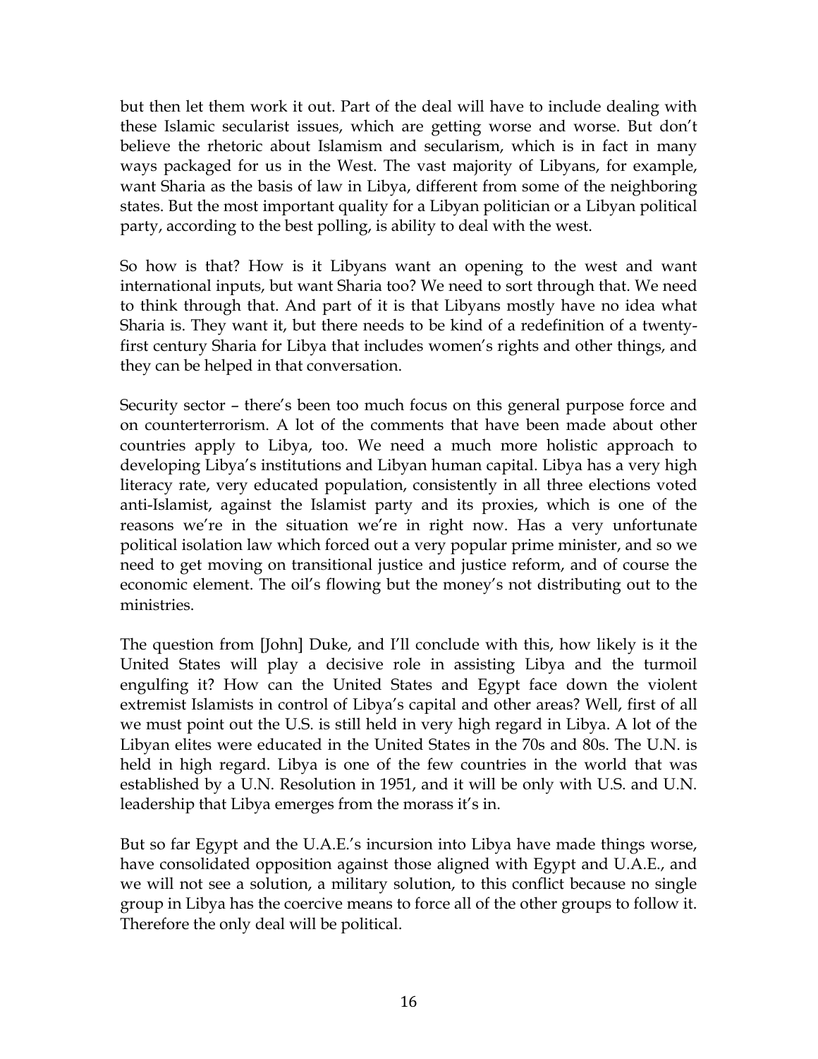but then let them work it out. Part of the deal will have to include dealing with these Islamic secularist issues, which are getting worse and worse. But don't believe the rhetoric about Islamism and secularism, which is in fact in many ways packaged for us in the West. The vast majority of Libyans, for example, want Sharia as the basis of law in Libya, different from some of the neighboring states. But the most important quality for a Libyan politician or a Libyan political party, according to the best polling, is ability to deal with the west.

So how is that? How is it Libyans want an opening to the west and want international inputs, but want Sharia too? We need to sort through that. We need to think through that. And part of it is that Libyans mostly have no idea what Sharia is. They want it, but there needs to be kind of a redefinition of a twenty-first century Sharia for Libya that includes women's rights and other things, and they can be helped in that conversation.

Security sector – there's been too much focus on this general purpose force and on counterterrorism. A lot of the comments that have been made about other countries apply to Libya, too. We need a much more holistic approach to developing Libya's institutions and Libyan human capital. Libya has a very high literacy rate, very educated population, consistently in all three elections voted anti-Islamist, against the Islamist party and its proxies, which is one of the reasons we're in the situation we're in right now. Has a very unfortunate political isolation law which forced out a very popular prime minister, and so we need to get moving on transitional justice and justice reform, and of course the economic element. The oil's flowing but the money's not distributing out to the ministries.

The question from [John] Duke, and I'll conclude with this, how likely is it the United States will play a decisive role in assisting Libya and the turmoil engulfing it? How can the United States and Egypt face down the violent extremist Islamists in control of Libya's capital and other areas? Well, first of all we must point out the U.S. is still held in very high regard in Libya. A lot of the Libyan elites were educated in the United States in the 70s and 80s. The U.N. is held in high regard. Libya is one of the few countries in the world that was established by a U.N. Resolution in 1951, and it will be only with U.S. and U.N. leadership that Libya emerges from the morass it's in.

But so far Egypt and the U.A.E.'s incursion into Libya have made things worse, have consolidated opposition against those aligned with Egypt and U.A.E., and we will not see a solution, a military solution, to this conflict because no single group in Libya has the coercive means to force all of the other groups to follow it. Therefore the only deal will be political.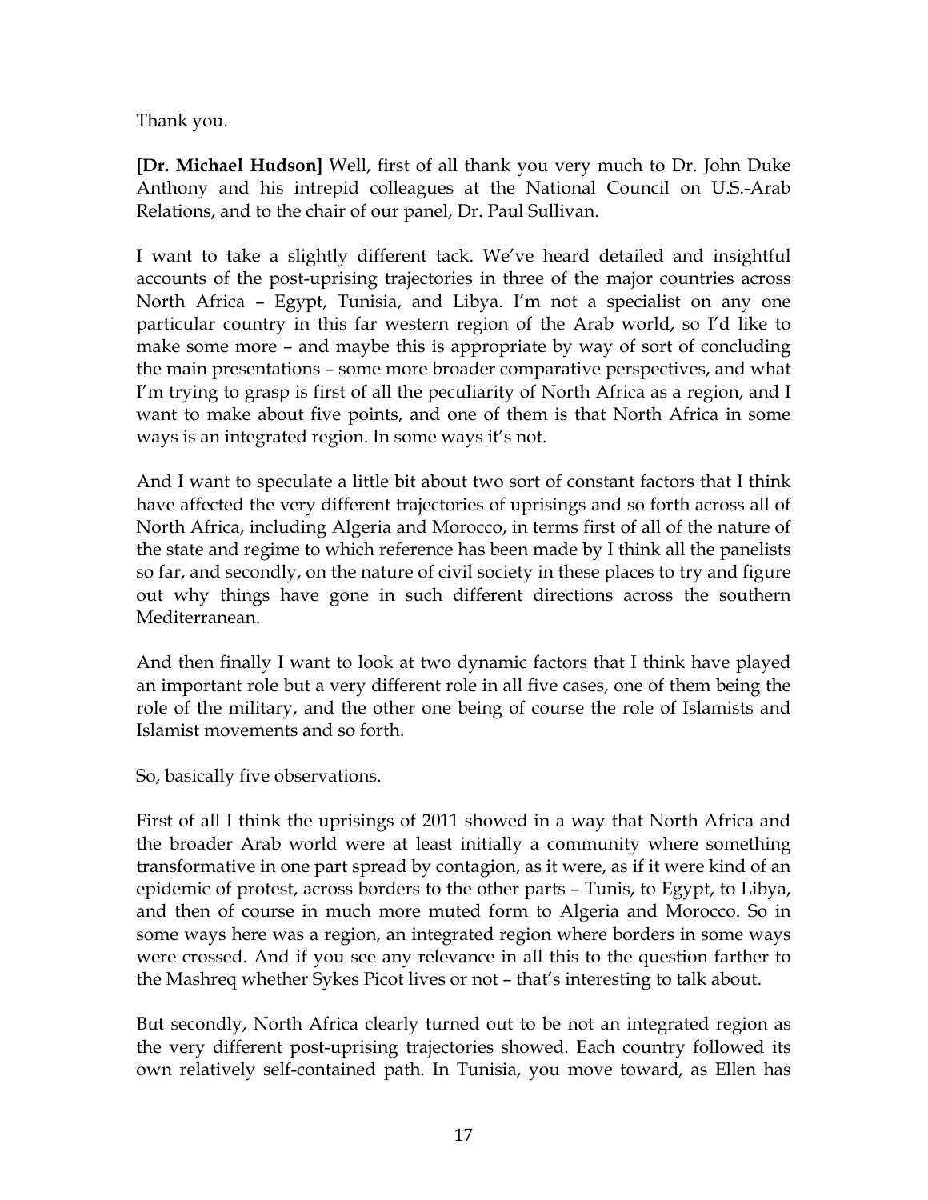Thank you.

**[Dr. Michael Hudson]** Well, first of all thank you very much to Dr. John Duke Anthony and his intrepid colleagues at the National Council on U.S.-Arab Relations, and to the chair of our panel, Dr. Paul Sullivan.

I want to take a slightly different tack. We've heard detailed and insightful accounts of the post-uprising trajectories in three of the major countries across North Africa – Egypt, Tunisia, and Libya. I'm not a specialist on any one particular country in this far western region of the Arab world, so I'd like to make some more – and maybe this is appropriate by way of sort of concluding the main presentations – some more broader comparative perspectives, and what I'm trying to grasp is first of all the peculiarity of North Africa as a region, and I want to make about five points, and one of them is that North Africa in some ways is an integrated region. In some ways it's not.

And I want to speculate a little bit about two sort of constant factors that I think have affected the very different trajectories of uprisings and so forth across all of North Africa, including Algeria and Morocco, in terms first of all of the nature of the state and regime to which reference has been made by I think all the panelists so far, and secondly, on the nature of civil society in these places to try and figure out why things have gone in such different directions across the southern Mediterranean.

And then finally I want to look at two dynamic factors that I think have played an important role but a very different role in all five cases, one of them being the role of the military, and the other one being of course the role of Islamists and Islamist movements and so forth.

So, basically five observations.

First of all I think the uprisings of 2011 showed in a way that North Africa and the broader Arab world were at least initially a community where something transformative in one part spread by contagion, as it were, as if it were kind of an epidemic of protest, across borders to the other parts – Tunis, to Egypt, to Libya, and then of course in much more muted form to Algeria and Morocco. So in some ways here was a region, an integrated region where borders in some ways were crossed. And if you see any relevance in all this to the question farther to the Mashreq whether Sykes Picot lives or not – that's interesting to talk about.

But secondly, North Africa clearly turned out to be not an integrated region as the very different post-uprising trajectories showed. Each country followed its own relatively self-contained path. In Tunisia, you move toward, as Ellen has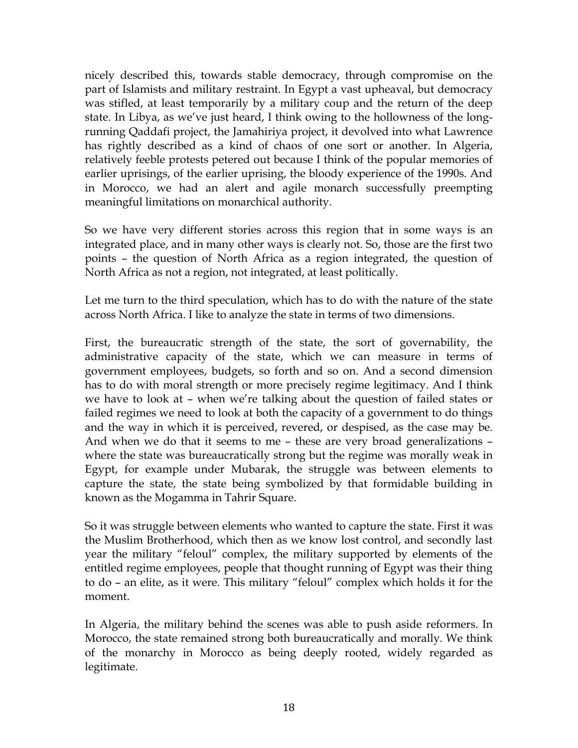nicely described this, towards stable democracy, through compromise on the part of Islamists and military restraint. In Egypt a vast upheaval, but democracy was stifled, at least temporarily by a military coup and the return of the deep state. In Libya, as we've just heard, I think owing to the hollowness of the long-running Qaddafi project, the Jamahiriya project, it devolved into what Lawrence has rightly described as a kind of chaos of one sort or another. In Algeria, relatively feeble protests petered out because I think of the popular memories of earlier uprisings, of the earlier uprising, the bloody experience of the 1990s. And in Morocco, we had an alert and agile monarch successfully preempting meaningful limitations on monarchical authority.

So we have very different stories across this region that in some ways is an integrated place, and in many other ways is clearly not. So, those are the first two points – the question of North Africa as a region integrated, the question of North Africa as not a region, not integrated, at least politically.

Let me turn to the third speculation, which has to do with the nature of the state across North Africa. I like to analyze the state in terms of two dimensions.

First, the bureaucratic strength of the state, the sort of governability, the administrative capacity of the state, which we can measure in terms of government employees, budgets, so forth and so on. And a second dimension has to do with moral strength or more precisely regime legitimacy. And I think we have to look at – when we're talking about the question of failed states or failed regimes we need to look at both the capacity of a government to do things and the way in which it is perceived, revered, or despised, as the case may be. And when we do that it seems to me – these are very broad generalizations – where the state was bureaucratically strong but the regime was morally weak in Egypt, for example under Mubarak, the struggle was between elements to capture the state, the state being symbolized by that formidable building in known as the Mogamma in Tahrir Square.

So it was struggle between elements who wanted to capture the state. First it was the Muslim Brotherhood, which then as we know lost control, and secondly last year the military "feloul" complex, the military supported by elements of the entitled regime employees, people that thought running of Egypt was their thing to do – an elite, as it were. This military "feloul" complex which holds it for the moment.

In Algeria, the military behind the scenes was able to push aside reformers. In Morocco, the state remained strong both bureaucratically and morally. We think of the monarchy in Morocco as being deeply rooted, widely regarded as legitimate.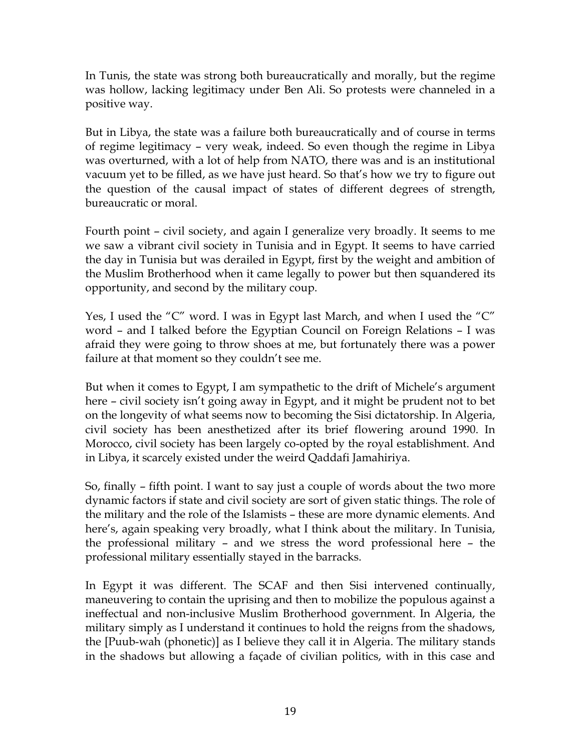In Tunis, the state was strong both bureaucratically and morally, but the regime was hollow, lacking legitimacy under Ben Ali. So protests were channeled in a positive way.

But in Libya, the state was a failure both bureaucratically and of course in terms of regime legitimacy – very weak, indeed. So even though the regime in Libya was overturned, with a lot of help from NATO, there was and is an institutional vacuum yet to be filled, as we have just heard. So that's how we try to figure out the question of the causal impact of states of different degrees of strength, bureaucratic or moral.

Fourth point – civil society, and again I generalize very broadly. It seems to me we saw a vibrant civil society in Tunisia and in Egypt. It seems to have carried the day in Tunisia but was derailed in Egypt, first by the weight and ambition of the Muslim Brotherhood when it came legally to power but then squandered its opportunity, and second by the military coup.

Yes, I used the "C" word. I was in Egypt last March, and when I used the "C" word – and I talked before the Egyptian Council on Foreign Relations – I was afraid they were going to throw shoes at me, but fortunately there was a power failure at that moment so they couldn't see me.

But when it comes to Egypt, I am sympathetic to the drift of Michele's argument here – civil society isn't going away in Egypt, and it might be prudent not to bet on the longevity of what seems now to becoming the Sisi dictatorship. In Algeria, civil society has been anesthetized after its brief flowering around 1990. In Morocco, civil society has been largely co-opted by the royal establishment. And in Libya, it scarcely existed under the weird Qaddafi Jamahiriya.

So, finally – fifth point. I want to say just a couple of words about the two more dynamic factors if state and civil society are sort of given static things. The role of the military and the role of the Islamists – these are more dynamic elements. And here's, again speaking very broadly, what I think about the military. In Tunisia, the professional military – and we stress the word professional here – the professional military essentially stayed in the barracks.

In Egypt it was different. The SCAF and then Sisi intervened continually, maneuvering to contain the uprising and then to mobilize the populous against a ineffectual and non-inclusive Muslim Brotherhood government. In Algeria, the military simply as I understand it continues to hold the reigns from the shadows, the [Puub-wah (phonetic)] as I believe they call it in Algeria. The military stands in the shadows but allowing a façade of civilian politics, with in this case and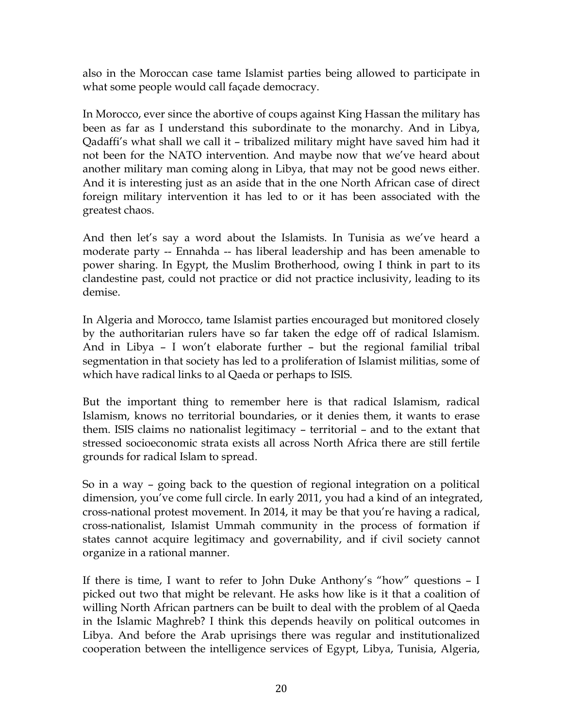also in the Moroccan case tame Islamist parties being allowed to participate in what some people would call façade democracy.

In Morocco, ever since the abortive of coups against King Hassan the military has been as far as I understand this subordinate to the monarchy. And in Libya, Qadaffi's what shall we call it – tribalized military might have saved him had it not been for the NATO intervention. And maybe now that we've heard about another military man coming along in Libya, that may not be good news either. And it is interesting just as an aside that in the one North African case of direct foreign military intervention it has led to or it has been associated with the greatest chaos.

And then let's say a word about the Islamists. In Tunisia as we've heard a moderate party -- Ennahda -- has liberal leadership and has been amenable to power sharing. In Egypt, the Muslim Brotherhood, owing I think in part to its clandestine past, could not practice or did not practice inclusivity, leading to its demise.

In Algeria and Morocco, tame Islamist parties encouraged but monitored closely by the authoritarian rulers have so far taken the edge off of radical Islamism. And in Libya – I won't elaborate further – but the regional familial tribal segmentation in that society has led to a proliferation of Islamist militias, some of which have radical links to al Qaeda or perhaps to ISIS.

But the important thing to remember here is that radical Islamism, radical Islamism, knows no territorial boundaries, or it denies them, it wants to erase them. ISIS claims no nationalist legitimacy – territorial – and to the extant that stressed socioeconomic strata exists all across North Africa there are still fertile grounds for radical Islam to spread.

So in a way – going back to the question of regional integration on a political dimension, you've come full circle. In early 2011, you had a kind of an integrated, cross-national protest movement. In 2014, it may be that you're having a radical, cross-nationalist, Islamist Ummah community in the process of formation if states cannot acquire legitimacy and governability, and if civil society cannot organize in a rational manner.

If there is time, I want to refer to John Duke Anthony's "how" questions – I picked out two that might be relevant. He asks how like is it that a coalition of willing North African partners can be built to deal with the problem of al Qaeda in the Islamic Maghreb? I think this depends heavily on political outcomes in Libya. And before the Arab uprisings there was regular and institutionalized cooperation between the intelligence services of Egypt, Libya, Tunisia, Algeria,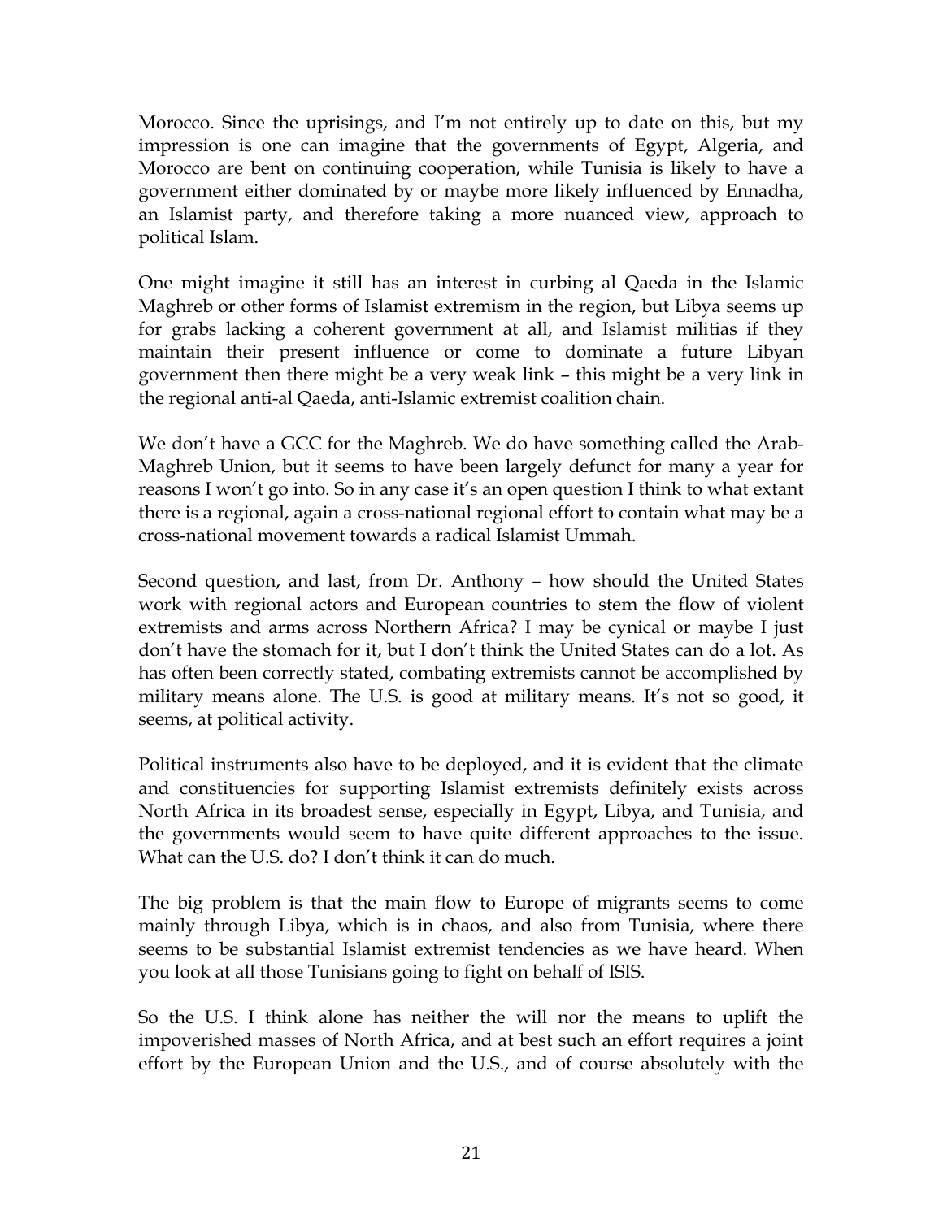Morocco. Since the uprisings, and I'm not entirely up to date on this, but my impression is one can imagine that the governments of Egypt, Algeria, and Morocco are bent on continuing cooperation, while Tunisia is likely to have a government either dominated by or maybe more likely influenced by Ennadha, an Islamist party, and therefore taking a more nuanced view, approach to political Islam.

One might imagine it still has an interest in curbing al Qaeda in the Islamic Maghreb or other forms of Islamist extremism in the region, but Libya seems up for grabs lacking a coherent government at all, and Islamist militias if they maintain their present influence or come to dominate a future Libyan government then there might be a very weak link – this might be a very link in the regional anti-al Qaeda, anti-Islamic extremist coalition chain.

We don't have a GCC for the Maghreb. We do have something called the Arab-Maghreb Union, but it seems to have been largely defunct for many a year for reasons I won't go into. So in any case it's an open question I think to what extant there is a regional, again a cross-national regional effort to contain what may be a cross-national movement towards a radical Islamist Ummah.

Second question, and last, from Dr. Anthony – how should the United States work with regional actors and European countries to stem the flow of violent extremists and arms across Northern Africa? I may be cynical or maybe I just don't have the stomach for it, but I don't think the United States can do a lot. As has often been correctly stated, combating extremists cannot be accomplished by military means alone. The U.S. is good at military means. It's not so good, it seems, at political activity.

Political instruments also have to be deployed, and it is evident that the climate and constituencies for supporting Islamist extremists definitely exists across North Africa in its broadest sense, especially in Egypt, Libya, and Tunisia, and the governments would seem to have quite different approaches to the issue. What can the U.S. do? I don't think it can do much.

The big problem is that the main flow to Europe of migrants seems to come mainly through Libya, which is in chaos, and also from Tunisia, where there seems to be substantial Islamist extremist tendencies as we have heard. When you look at all those Tunisians going to fight on behalf of ISIS.

So the U.S. I think alone has neither the will nor the means to uplift the impoverished masses of North Africa, and at best such an effort requires a joint effort by the European Union and the U.S., and of course absolutely with the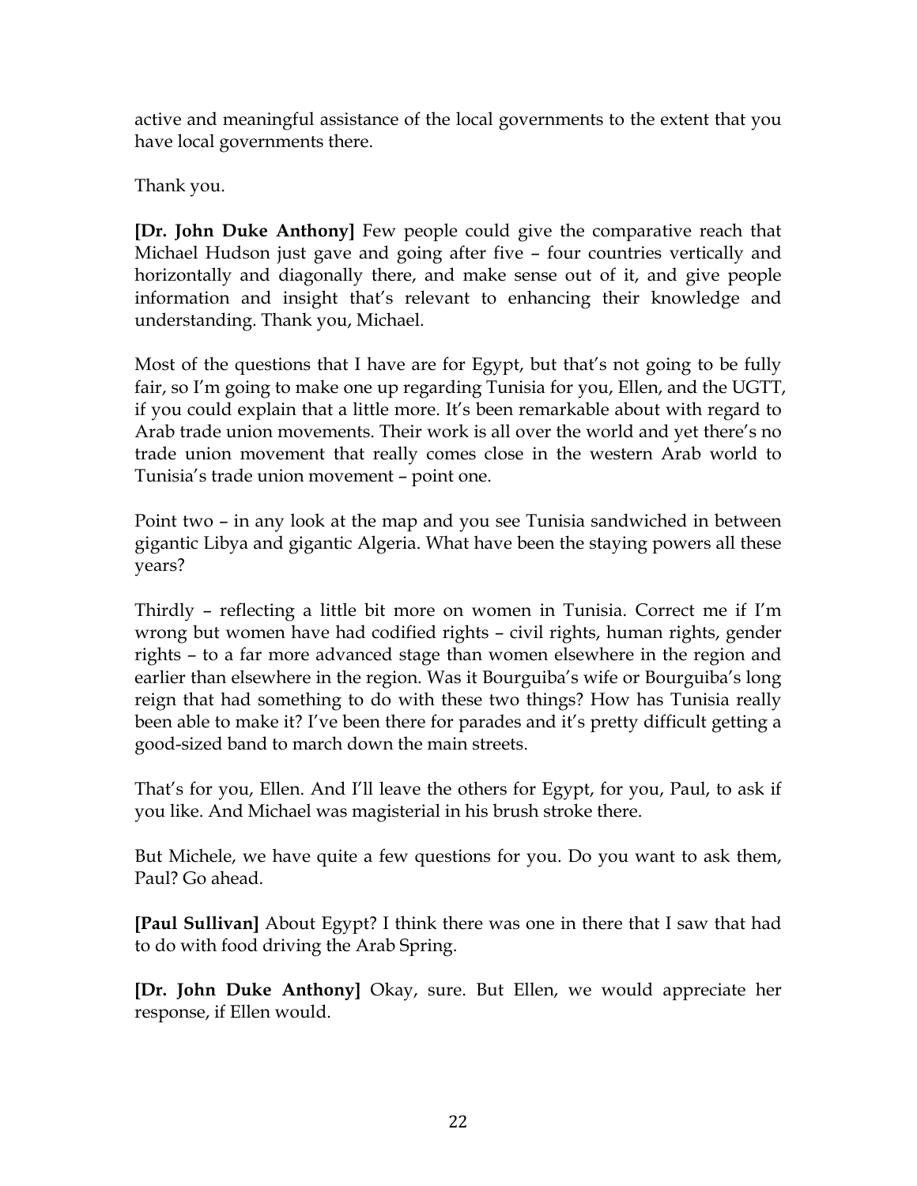active and meaningful assistance of the local governments to the extent that you have local governments there.

Thank you.

**[Dr. John Duke Anthony]** Few people could give the comparative reach that Michael Hudson just gave and going after five – four countries vertically and horizontally and diagonally there, and make sense out of it, and give people information and insight that's relevant to enhancing their knowledge and understanding. Thank you, Michael.

Most of the questions that I have are for Egypt, but that's not going to be fully fair, so I'm going to make one up regarding Tunisia for you, Ellen, and the UGTT, if you could explain that a little more. It's been remarkable about with regard to Arab trade union movements. Their work is all over the world and yet there's no trade union movement that really comes close in the western Arab world to Tunisia's trade union movement – point one.

Point two – in any look at the map and you see Tunisia sandwiched in between gigantic Libya and gigantic Algeria. What have been the staying powers all these years?

Thirdly – reflecting a little bit more on women in Tunisia. Correct me if I'm wrong but women have had codified rights – civil rights, human rights, gender rights – to a far more advanced stage than women elsewhere in the region and earlier than elsewhere in the region. Was it Bourguiba's wife or Bourguiba's long reign that had something to do with these two things? How has Tunisia really been able to make it? I've been there for parades and it's pretty difficult getting a good-sized band to march down the main streets.

That's for you, Ellen. And I'll leave the others for Egypt, for you, Paul, to ask if you like. And Michael was magisterial in his brush stroke there.

But Michele, we have quite a few questions for you. Do you want to ask them, Paul? Go ahead.

**[Paul Sullivan]** About Egypt? I think there was one in there that I saw that had to do with food driving the Arab Spring.

**[Dr. John Duke Anthony]** Okay, sure. But Ellen, we would appreciate her response, if Ellen would.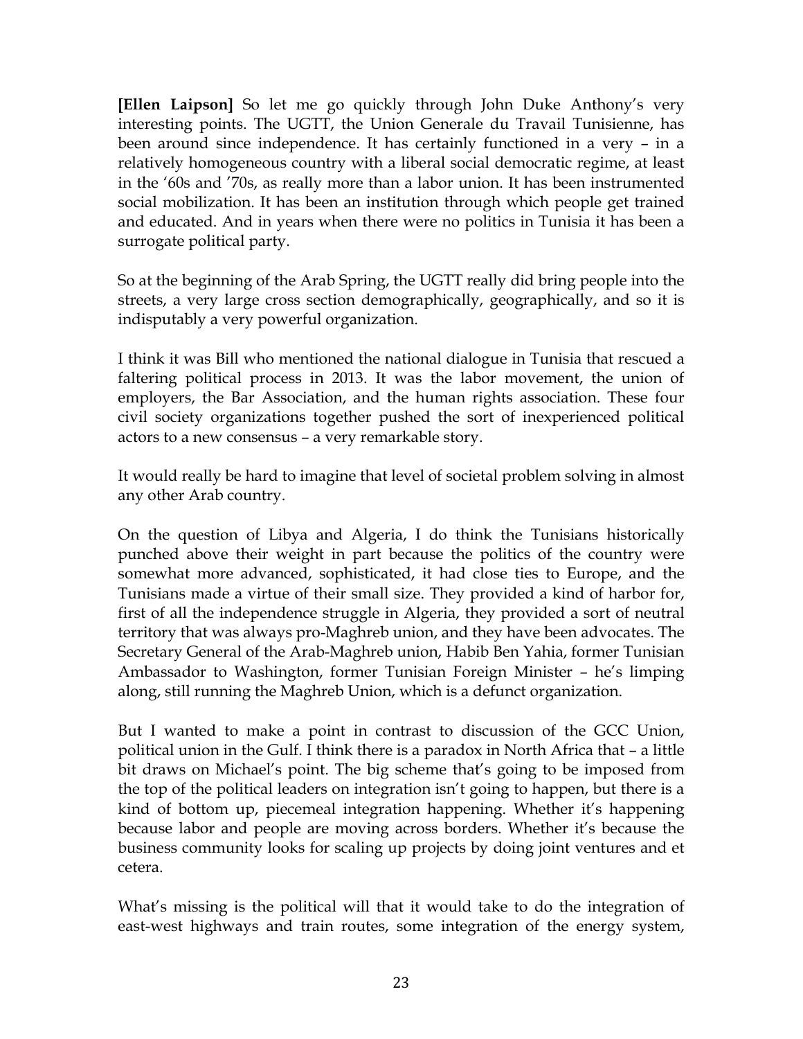**[Ellen Laipson]** So let me go quickly through John Duke Anthony's very interesting points. The UGTT, the Union Generale du Travail Tunisienne, has been around since independence. It has certainly functioned in a very – in a relatively homogeneous country with a liberal social democratic regime, at least in the '60s and '70s, as really more than a labor union. It has been instrumented social mobilization. It has been an institution through which people get trained and educated. And in years when there were no politics in Tunisia it has been a surrogate political party.

So at the beginning of the Arab Spring, the UGTT really did bring people into the streets, a very large cross section demographically, geographically, and so it is indisputably a very powerful organization.

I think it was Bill who mentioned the national dialogue in Tunisia that rescued a faltering political process in 2013. It was the labor movement, the union of employers, the Bar Association, and the human rights association. These four civil society organizations together pushed the sort of inexperienced political actors to a new consensus – a very remarkable story.

It would really be hard to imagine that level of societal problem solving in almost any other Arab country.

On the question of Libya and Algeria, I do think the Tunisians historically punched above their weight in part because the politics of the country were somewhat more advanced, sophisticated, it had close ties to Europe, and the Tunisians made a virtue of their small size. They provided a kind of harbor for, first of all the independence struggle in Algeria, they provided a sort of neutral territory that was always pro-Maghreb union, and they have been advocates. The Secretary General of the Arab-Maghreb union, Habib Ben Yahia, former Tunisian Ambassador to Washington, former Tunisian Foreign Minister – he's limping along, still running the Maghreb Union, which is a defunct organization.

But I wanted to make a point in contrast to discussion of the GCC Union, political union in the Gulf. I think there is a paradox in North Africa that – a little bit draws on Michael's point. The big scheme that's going to be imposed from the top of the political leaders on integration isn't going to happen, but there is a kind of bottom up, piecemeal integration happening. Whether it's happening because labor and people are moving across borders. Whether it's because the business community looks for scaling up projects by doing joint ventures and et cetera.

What's missing is the political will that it would take to do the integration of east-west highways and train routes, some integration of the energy system,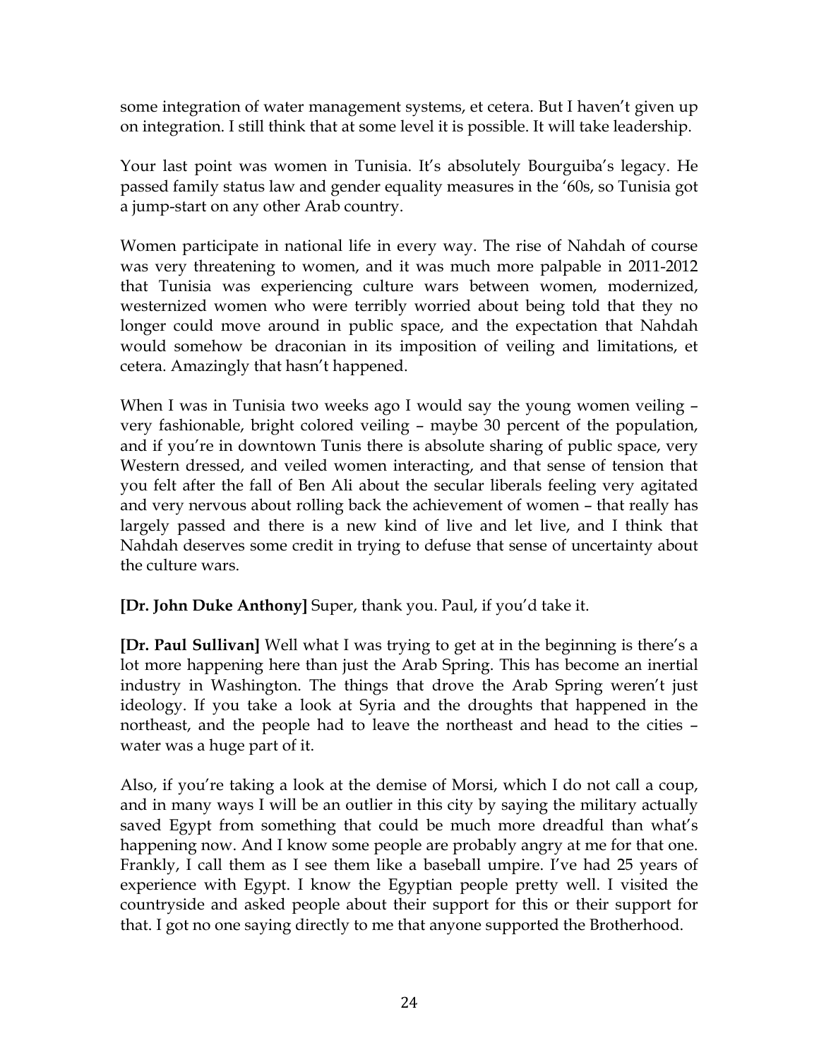some integration of water management systems, et cetera. But I haven't given up on integration. I still think that at some level it is possible. It will take leadership.

Your last point was women in Tunisia. It's absolutely Bourguiba's legacy. He passed family status law and gender equality measures in the '60s, so Tunisia got a jump-start on any other Arab country.

Women participate in national life in every way. The rise of Nahdah of course was very threatening to women, and it was much more palpable in 2011-2012 that Tunisia was experiencing culture wars between women, modernized, westernized women who were terribly worried about being told that they no longer could move around in public space, and the expectation that Nahdah would somehow be draconian in its imposition of veiling and limitations, et cetera. Amazingly that hasn't happened.

When I was in Tunisia two weeks ago I would say the young women veiling – very fashionable, bright colored veiling – maybe 30 percent of the population, and if you're in downtown Tunis there is absolute sharing of public space, very Western dressed, and veiled women interacting, and that sense of tension that you felt after the fall of Ben Ali about the secular liberals feeling very agitated and very nervous about rolling back the achievement of women – that really has largely passed and there is a new kind of live and let live, and I think that Nahdah deserves some credit in trying to defuse that sense of uncertainty about the culture wars.

**[Dr. John Duke Anthony]** Super, thank you. Paul, if you'd take it.

**[Dr. Paul Sullivan]** Well what I was trying to get at in the beginning is there's a lot more happening here than just the Arab Spring. This has become an inertial industry in Washington. The things that drove the Arab Spring weren't just ideology. If you take a look at Syria and the droughts that happened in the northeast, and the people had to leave the northeast and head to the cities – water was a huge part of it.

Also, if you're taking a look at the demise of Morsi, which I do not call a coup, and in many ways I will be an outlier in this city by saying the military actually saved Egypt from something that could be much more dreadful than what's happening now. And I know some people are probably angry at me for that one. Frankly, I call them as I see them like a baseball umpire. I've had 25 years of experience with Egypt. I know the Egyptian people pretty well. I visited the countryside and asked people about their support for this or their support for that. I got no one saying directly to me that anyone supported the Brotherhood.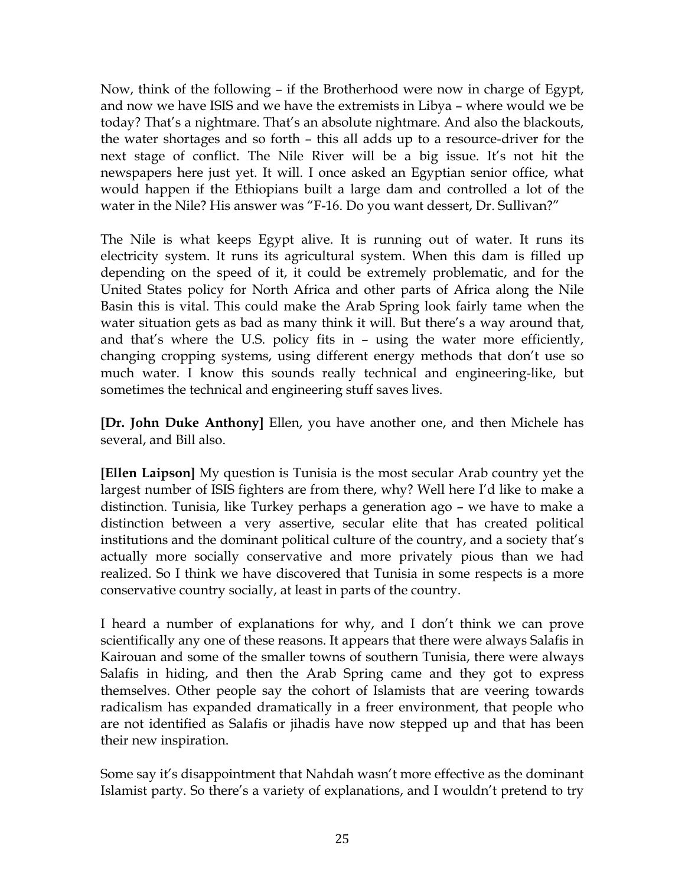Now, think of the following – if the Brotherhood were now in charge of Egypt, and now we have ISIS and we have the extremists in Libya – where would we be today? That's a nightmare. That's an absolute nightmare. And also the blackouts, the water shortages and so forth – this all adds up to a resource-driver for the next stage of conflict. The Nile River will be a big issue. It's not hit the newspapers here just yet. It will. I once asked an Egyptian senior office, what would happen if the Ethiopians built a large dam and controlled a lot of the water in the Nile? His answer was "F-16. Do you want dessert, Dr. Sullivan?"

The Nile is what keeps Egypt alive. It is running out of water. It runs its electricity system. It runs its agricultural system. When this dam is filled up depending on the speed of it, it could be extremely problematic, and for the United States policy for North Africa and other parts of Africa along the Nile Basin this is vital. This could make the Arab Spring look fairly tame when the water situation gets as bad as many think it will. But there's a way around that, and that's where the U.S. policy fits in – using the water more efficiently, changing cropping systems, using different energy methods that don't use so much water. I know this sounds really technical and engineering-like, but sometimes the technical and engineering stuff saves lives.

**[Dr. John Duke Anthony]** Ellen, you have another one, and then Michele has several, and Bill also.

**[Ellen Laipson]** My question is Tunisia is the most secular Arab country yet the largest number of ISIS fighters are from there, why? Well here I'd like to make a distinction. Tunisia, like Turkey perhaps a generation ago – we have to make a distinction between a very assertive, secular elite that has created political institutions and the dominant political culture of the country, and a society that's actually more socially conservative and more privately pious than we had realized. So I think we have discovered that Tunisia in some respects is a more conservative country socially, at least in parts of the country.

I heard a number of explanations for why, and I don't think we can prove scientifically any one of these reasons. It appears that there were always Salafis in Kairouan and some of the smaller towns of southern Tunisia, there were always Salafis in hiding, and then the Arab Spring came and they got to express themselves. Other people say the cohort of Islamists that are veering towards radicalism has expanded dramatically in a freer environment, that people who are not identified as Salafis or jihadis have now stepped up and that has been their new inspiration.

Some say it's disappointment that Nahdah wasn't more effective as the dominant Islamist party. So there's a variety of explanations, and I wouldn't pretend to try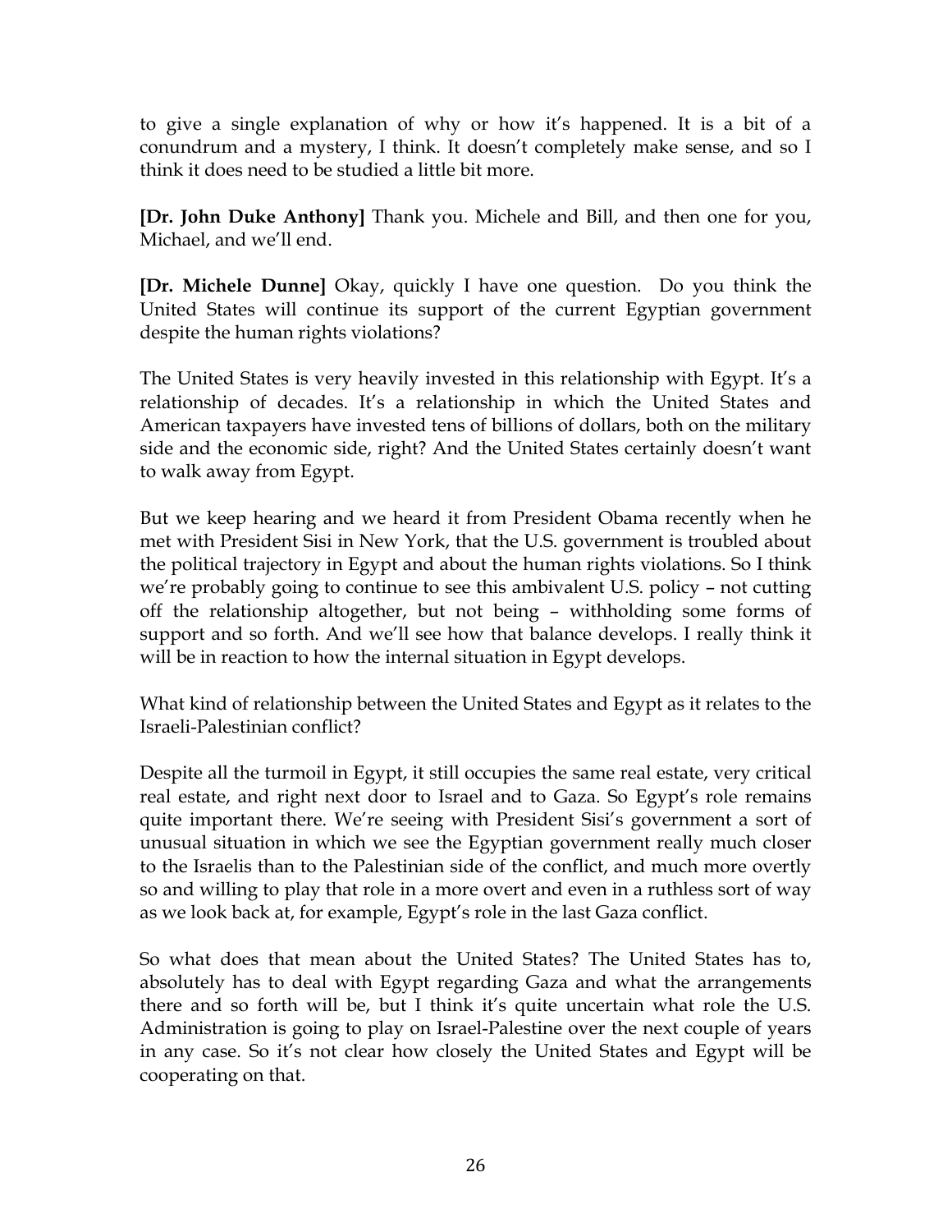to give a single explanation of why or how it's happened. It is a bit of a conundrum and a mystery, I think. It doesn't completely make sense, and so I think it does need to be studied a little bit more.

**[Dr. John Duke Anthony]** Thank you. Michele and Bill, and then one for you, Michael, and we'll end.

**[Dr. Michele Dunne]** Okay, quickly I have one question. Do you think the United States will continue its support of the current Egyptian government despite the human rights violations?

The United States is very heavily invested in this relationship with Egypt. It's a relationship of decades. It's a relationship in which the United States and American taxpayers have invested tens of billions of dollars, both on the military side and the economic side, right? And the United States certainly doesn't want to walk away from Egypt.

But we keep hearing and we heard it from President Obama recently when he met with President Sisi in New York, that the U.S. government is troubled about the political trajectory in Egypt and about the human rights violations. So I think we're probably going to continue to see this ambivalent U.S. policy – not cutting off the relationship altogether, but not being – withholding some forms of support and so forth. And we'll see how that balance develops. I really think it will be in reaction to how the internal situation in Egypt develops.

What kind of relationship between the United States and Egypt as it relates to the Israeli-Palestinian conflict?

Despite all the turmoil in Egypt, it still occupies the same real estate, very critical real estate, and right next door to Israel and to Gaza. So Egypt's role remains quite important there. We're seeing with President Sisi's government a sort of unusual situation in which we see the Egyptian government really much closer to the Israelis than to the Palestinian side of the conflict, and much more overtly so and willing to play that role in a more overt and even in a ruthless sort of way as we look back at, for example, Egypt's role in the last Gaza conflict.

So what does that mean about the United States? The United States has to, absolutely has to deal with Egypt regarding Gaza and what the arrangements there and so forth will be, but I think it's quite uncertain what role the U.S. Administration is going to play on Israel-Palestine over the next couple of years in any case. So it's not clear how closely the United States and Egypt will be cooperating on that.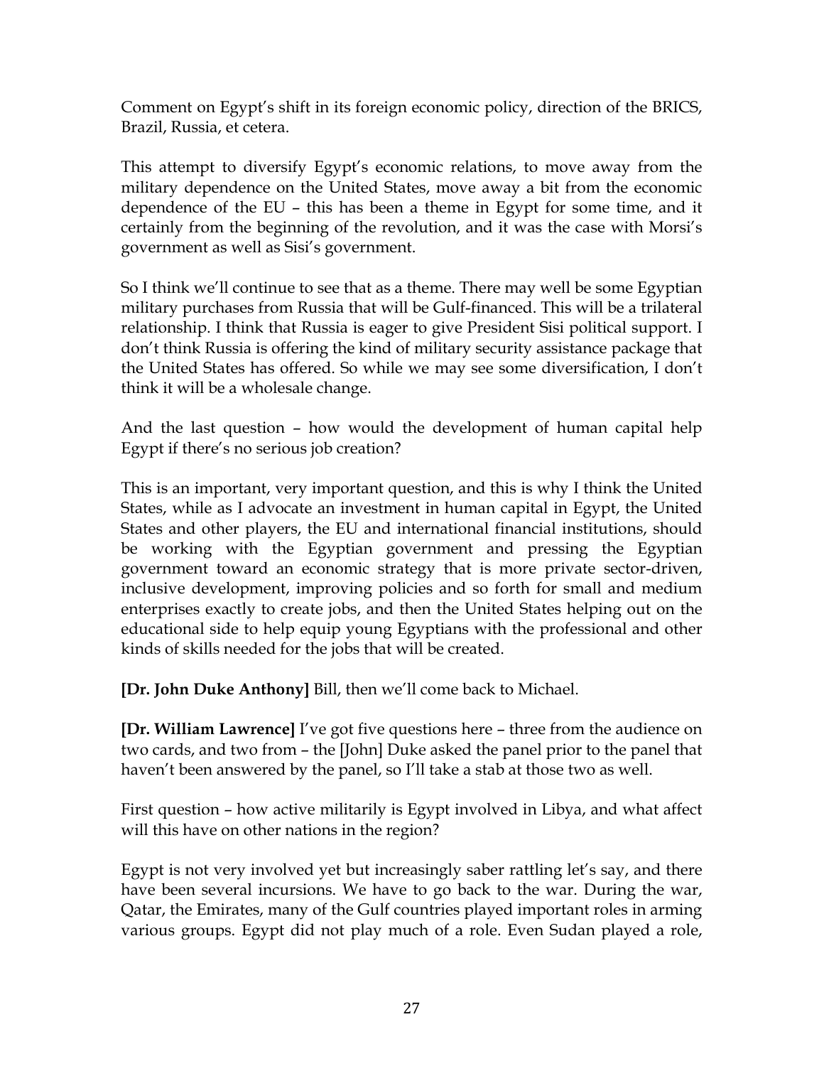Comment on Egypt's shift in its foreign economic policy, direction of the BRICS, Brazil, Russia, et cetera.

This attempt to diversify Egypt's economic relations, to move away from the military dependence on the United States, move away a bit from the economic dependence of the EU – this has been a theme in Egypt for some time, and it certainly from the beginning of the revolution, and it was the case with Morsi's government as well as Sisi's government.

So I think we'll continue to see that as a theme. There may well be some Egyptian military purchases from Russia that will be Gulf-financed. This will be a trilateral relationship. I think that Russia is eager to give President Sisi political support. I don't think Russia is offering the kind of military security assistance package that the United States has offered. So while we may see some diversification, I don't think it will be a wholesale change.

And the last question – how would the development of human capital help Egypt if there's no serious job creation?

This is an important, very important question, and this is why I think the United States, while as I advocate an investment in human capital in Egypt, the United States and other players, the EU and international financial institutions, should be working with the Egyptian government and pressing the Egyptian government toward an economic strategy that is more private sector-driven, inclusive development, improving policies and so forth for small and medium enterprises exactly to create jobs, and then the United States helping out on the educational side to help equip young Egyptians with the professional and other kinds of skills needed for the jobs that will be created.

**[Dr. John Duke Anthony]** Bill, then we'll come back to Michael.

**[Dr. William Lawrence]** I've got five questions here – three from the audience on two cards, and two from – the [John] Duke asked the panel prior to the panel that haven't been answered by the panel, so I'll take a stab at those two as well.

First question – how active militarily is Egypt involved in Libya, and what affect will this have on other nations in the region?

Egypt is not very involved yet but increasingly saber rattling let's say, and there have been several incursions. We have to go back to the war. During the war, Qatar, the Emirates, many of the Gulf countries played important roles in arming various groups. Egypt did not play much of a role. Even Sudan played a role,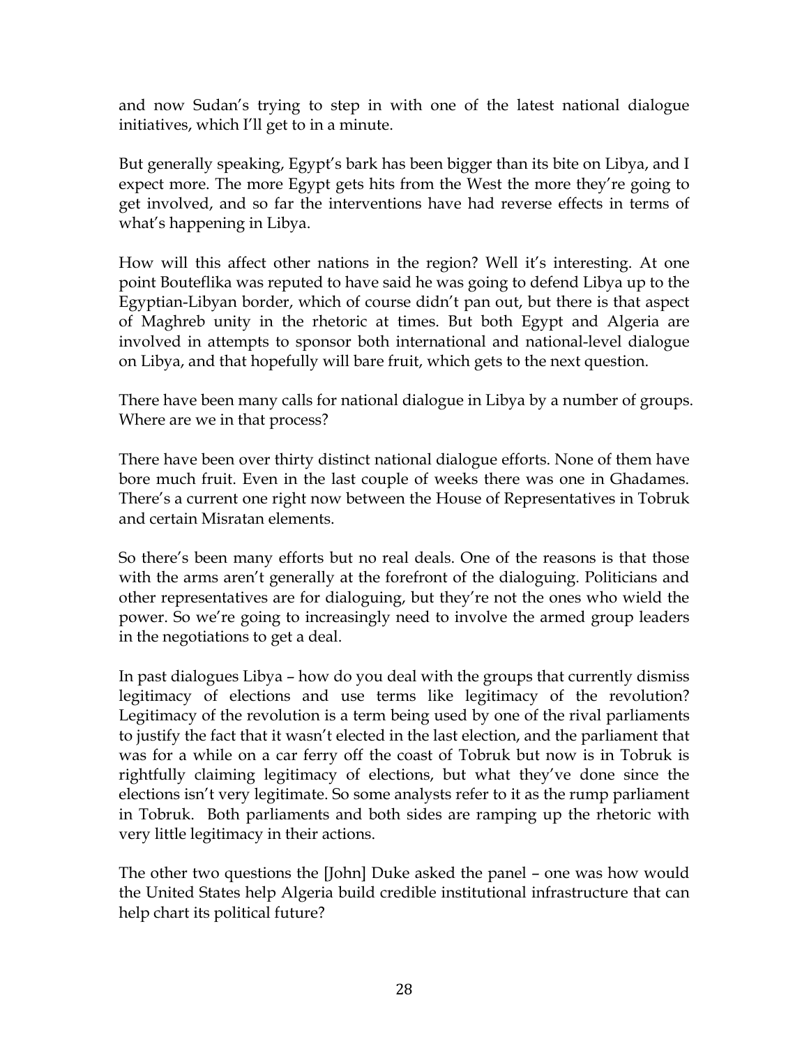and now Sudan's trying to step in with one of the latest national dialogue initiatives, which I'll get to in a minute.

But generally speaking, Egypt's bark has been bigger than its bite on Libya, and I expect more. The more Egypt gets hits from the West the more they're going to get involved, and so far the interventions have had reverse effects in terms of what's happening in Libya.

How will this affect other nations in the region? Well it's interesting. At one point Bouteflika was reputed to have said he was going to defend Libya up to the Egyptian-Libyan border, which of course didn't pan out, but there is that aspect of Maghreb unity in the rhetoric at times. But both Egypt and Algeria are involved in attempts to sponsor both international and national-level dialogue on Libya, and that hopefully will bare fruit, which gets to the next question.

There have been many calls for national dialogue in Libya by a number of groups. Where are we in that process?

There have been over thirty distinct national dialogue efforts. None of them have bore much fruit. Even in the last couple of weeks there was one in Ghadames. There's a current one right now between the House of Representatives in Tobruk and certain Misratan elements.

So there's been many efforts but no real deals. One of the reasons is that those with the arms aren't generally at the forefront of the dialoguing. Politicians and other representatives are for dialoguing, but they're not the ones who wield the power. So we're going to increasingly need to involve the armed group leaders in the negotiations to get a deal.

In past dialogues Libya – how do you deal with the groups that currently dismiss legitimacy of elections and use terms like legitimacy of the revolution? Legitimacy of the revolution is a term being used by one of the rival parliaments to justify the fact that it wasn't elected in the last election, and the parliament that was for a while on a car ferry off the coast of Tobruk but now is in Tobruk is rightfully claiming legitimacy of elections, but what they've done since the elections isn't very legitimate. So some analysts refer to it as the rump parliament in Tobruk. Both parliaments and both sides are ramping up the rhetoric with very little legitimacy in their actions.

The other two questions the [John] Duke asked the panel – one was how would the United States help Algeria build credible institutional infrastructure that can help chart its political future?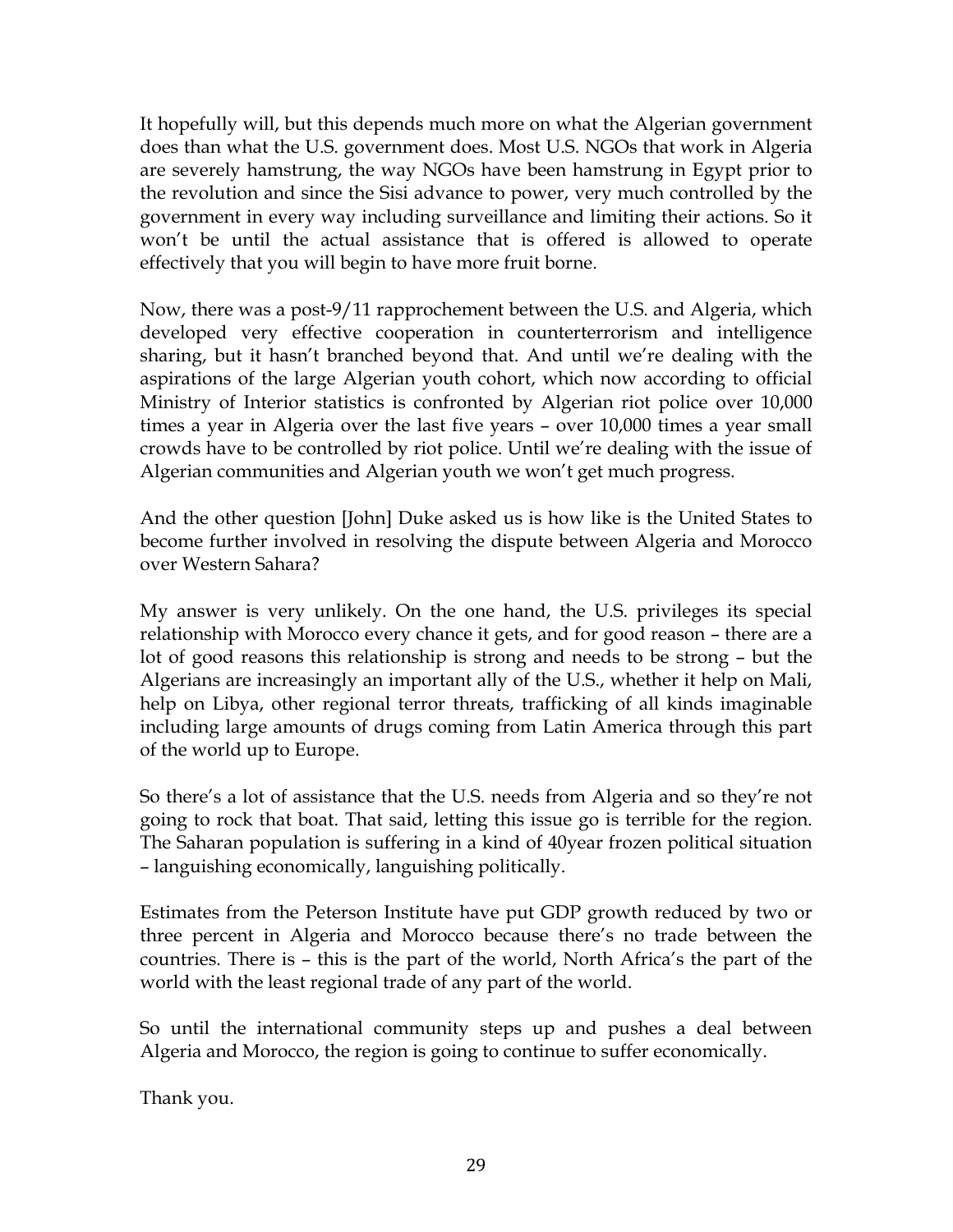It hopefully will, but this depends much more on what the Algerian government does than what the U.S. government does. Most U.S. NGOs that work in Algeria are severely hamstrung, the way NGOs have been hamstrung in Egypt prior to the revolution and since the Sisi advance to power, very much controlled by the government in every way including surveillance and limiting their actions. So it won't be until the actual assistance that is offered is allowed to operate effectively that you will begin to have more fruit borne.

Now, there was a post-9/11 rapprochement between the U.S. and Algeria, which developed very effective cooperation in counterterrorism and intelligence sharing, but it hasn't branched beyond that. And until we're dealing with the aspirations of the large Algerian youth cohort, which now according to official Ministry of Interior statistics is confronted by Algerian riot police over 10,000 times a year in Algeria over the last five years – over 10,000 times a year small crowds have to be controlled by riot police. Until we're dealing with the issue of Algerian communities and Algerian youth we won't get much progress.

And the other question [John] Duke asked us is how like is the United States to become further involved in resolving the dispute between Algeria and Morocco over Western Sahara?

My answer is very unlikely. On the one hand, the U.S. privileges its special relationship with Morocco every chance it gets, and for good reason – there are a lot of good reasons this relationship is strong and needs to be strong – but the Algerians are increasingly an important ally of the U.S., whether it help on Mali, help on Libya, other regional terror threats, trafficking of all kinds imaginable including large amounts of drugs coming from Latin America through this part of the world up to Europe.

So there's a lot of assistance that the U.S. needs from Algeria and so they're not going to rock that boat. That said, letting this issue go is terrible for the region. The Saharan population is suffering in a kind of 40year frozen political situation – languishing economically, languishing politically.

Estimates from the Peterson Institute have put GDP growth reduced by two or three percent in Algeria and Morocco because there's no trade between the countries. There is – this is the part of the world, North Africa's the part of the world with the least regional trade of any part of the world.

So until the international community steps up and pushes a deal between Algeria and Morocco, the region is going to continue to suffer economically.

Thank you.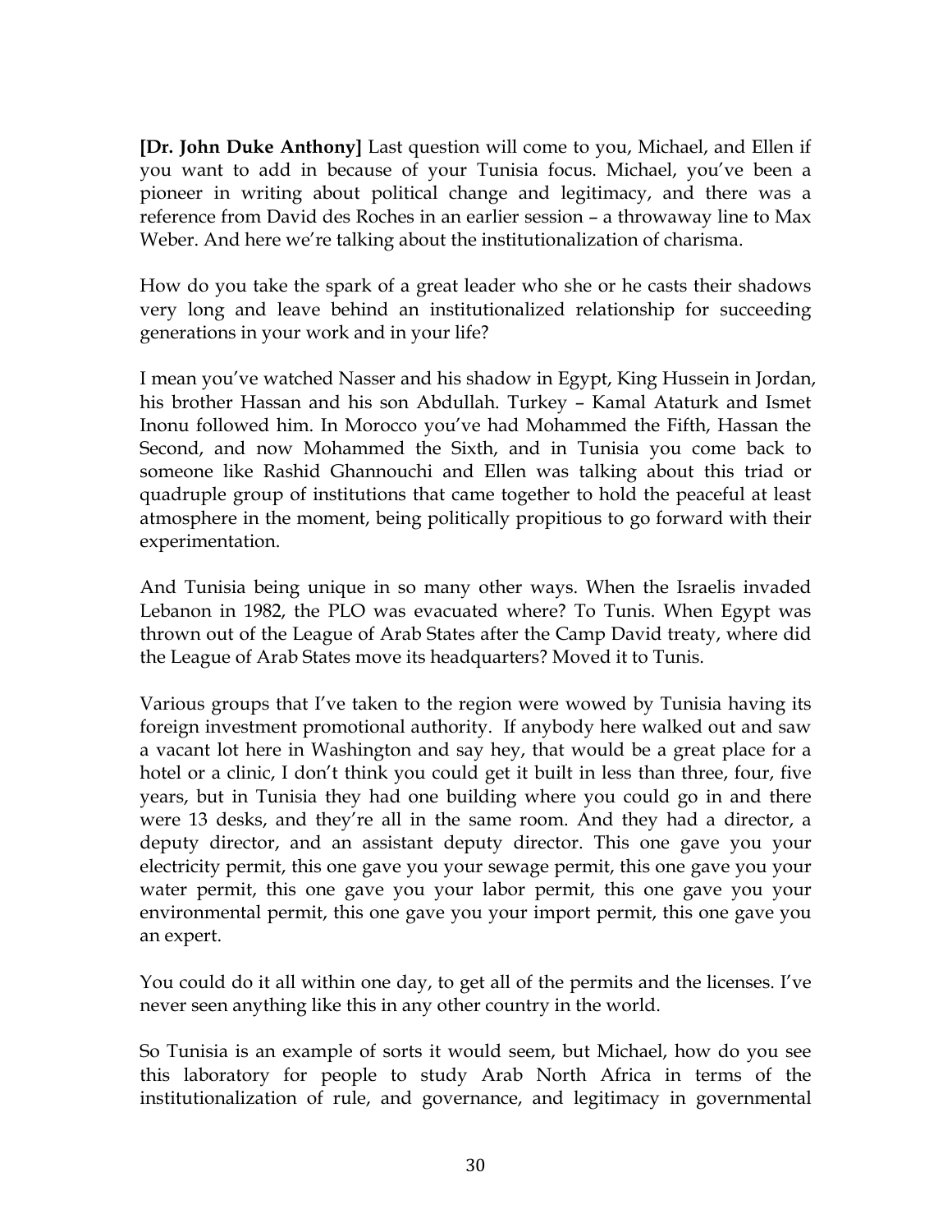**[Dr. John Duke Anthony]** Last question will come to you, Michael, and Ellen if you want to add in because of your Tunisia focus. Michael, you've been a pioneer in writing about political change and legitimacy, and there was a reference from David des Roches in an earlier session – a throwaway line to Max Weber. And here we're talking about the institutionalization of charisma.

How do you take the spark of a great leader who she or he casts their shadows very long and leave behind an institutionalized relationship for succeeding generations in your work and in your life?

I mean you've watched Nasser and his shadow in Egypt, King Hussein in Jordan, his brother Hassan and his son Abdullah. Turkey – Kamal Ataturk and Ismet Inonu followed him. In Morocco you've had Mohammed the Fifth, Hassan the Second, and now Mohammed the Sixth, and in Tunisia you come back to someone like Rashid Ghannouchi and Ellen was talking about this triad or quadruple group of institutions that came together to hold the peaceful at least atmosphere in the moment, being politically propitious to go forward with their experimentation.

And Tunisia being unique in so many other ways. When the Israelis invaded Lebanon in 1982, the PLO was evacuated where? To Tunis. When Egypt was thrown out of the League of Arab States after the Camp David treaty, where did the League of Arab States move its headquarters? Moved it to Tunis.

Various groups that I've taken to the region were wowed by Tunisia having its foreign investment promotional authority. If anybody here walked out and saw a vacant lot here in Washington and say hey, that would be a great place for a hotel or a clinic, I don't think you could get it built in less than three, four, five years, but in Tunisia they had one building where you could go in and there were 13 desks, and they're all in the same room. And they had a director, a deputy director, and an assistant deputy director. This one gave you your electricity permit, this one gave you your sewage permit, this one gave you your water permit, this one gave you your labor permit, this one gave you your environmental permit, this one gave you your import permit, this one gave you an expert.

You could do it all within one day, to get all of the permits and the licenses. I've never seen anything like this in any other country in the world.

So Tunisia is an example of sorts it would seem, but Michael, how do you see this laboratory for people to study Arab North Africa in terms of the institutionalization of rule, and governance, and legitimacy in governmental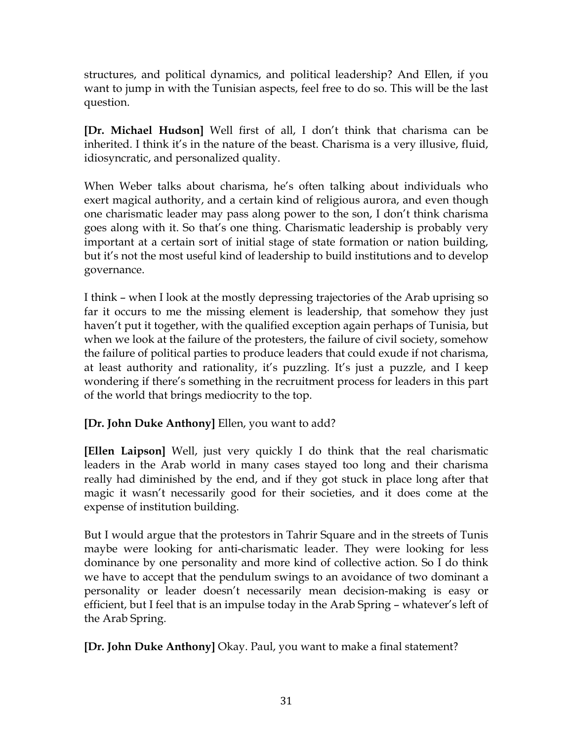structures, and political dynamics, and political leadership? And Ellen, if you want to jump in with the Tunisian aspects, feel free to do so. This will be the last question.

**[Dr. Michael Hudson]** Well first of all, I don't think that charisma can be inherited. I think it's in the nature of the beast. Charisma is a very illusive, fluid, idiosyncratic, and personalized quality.

When Weber talks about charisma, he's often talking about individuals who exert magical authority, and a certain kind of religious aurora, and even though one charismatic leader may pass along power to the son, I don't think charisma goes along with it. So that's one thing. Charismatic leadership is probably very important at a certain sort of initial stage of state formation or nation building, but it's not the most useful kind of leadership to build institutions and to develop governance.

I think – when I look at the mostly depressing trajectories of the Arab uprising so far it occurs to me the missing element is leadership, that somehow they just haven't put it together, with the qualified exception again perhaps of Tunisia, but when we look at the failure of the protesters, the failure of civil society, somehow the failure of political parties to produce leaders that could exude if not charisma, at least authority and rationality, it's puzzling. It's just a puzzle, and I keep wondering if there's something in the recruitment process for leaders in this part of the world that brings mediocrity to the top.

**[Dr. John Duke Anthony]** Ellen, you want to add?

**[Ellen Laipson]** Well, just very quickly I do think that the real charismatic leaders in the Arab world in many cases stayed too long and their charisma really had diminished by the end, and if they got stuck in place long after that magic it wasn't necessarily good for their societies, and it does come at the expense of institution building.

But I would argue that the protestors in Tahrir Square and in the streets of Tunis maybe were looking for anti-charismatic leader. They were looking for less dominance by one personality and more kind of collective action. So I do think we have to accept that the pendulum swings to an avoidance of two dominant a personality or leader doesn't necessarily mean decision-making is easy or efficient, but I feel that is an impulse today in the Arab Spring – whatever's left of the Arab Spring.

**[Dr. John Duke Anthony]** Okay. Paul, you want to make a final statement?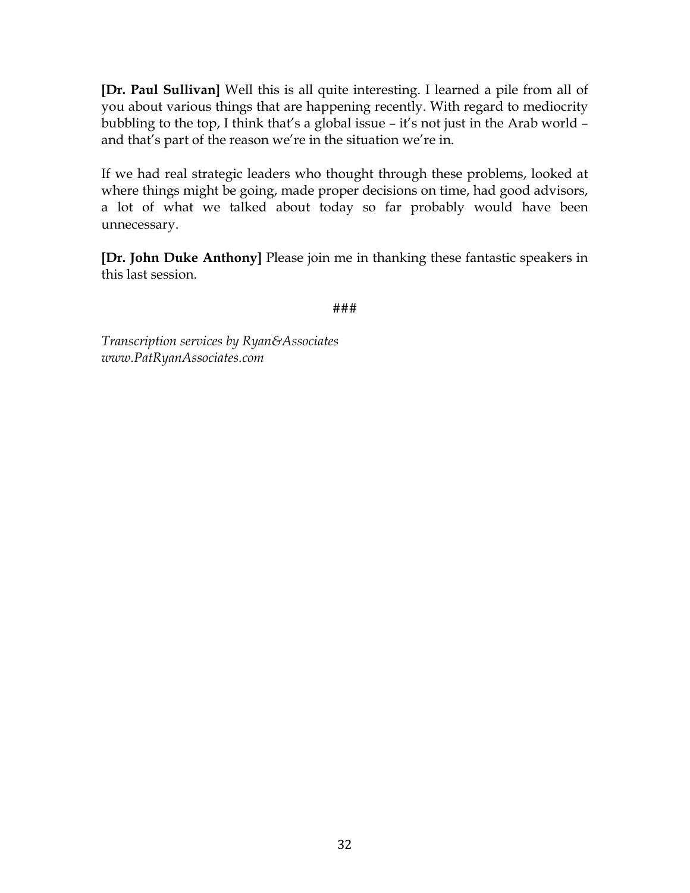**[Dr. Paul Sullivan]** Well this is all quite interesting. I learned a pile from all of you about various things that are happening recently. With regard to mediocrity bubbling to the top, I think that's a global issue – it's not just in the Arab world – and that's part of the reason we're in the situation we're in.

If we had real strategic leaders who thought through these problems, looked at where things might be going, made proper decisions on time, had good advisors, a lot of what we talked about today so far probably would have been unnecessary.

**[Dr. John Duke Anthony]** Please join me in thanking these fantastic speakers in this last session.

###

*Transcription services by Ryan&Associates*
*www.PatRyanAssociates.com*